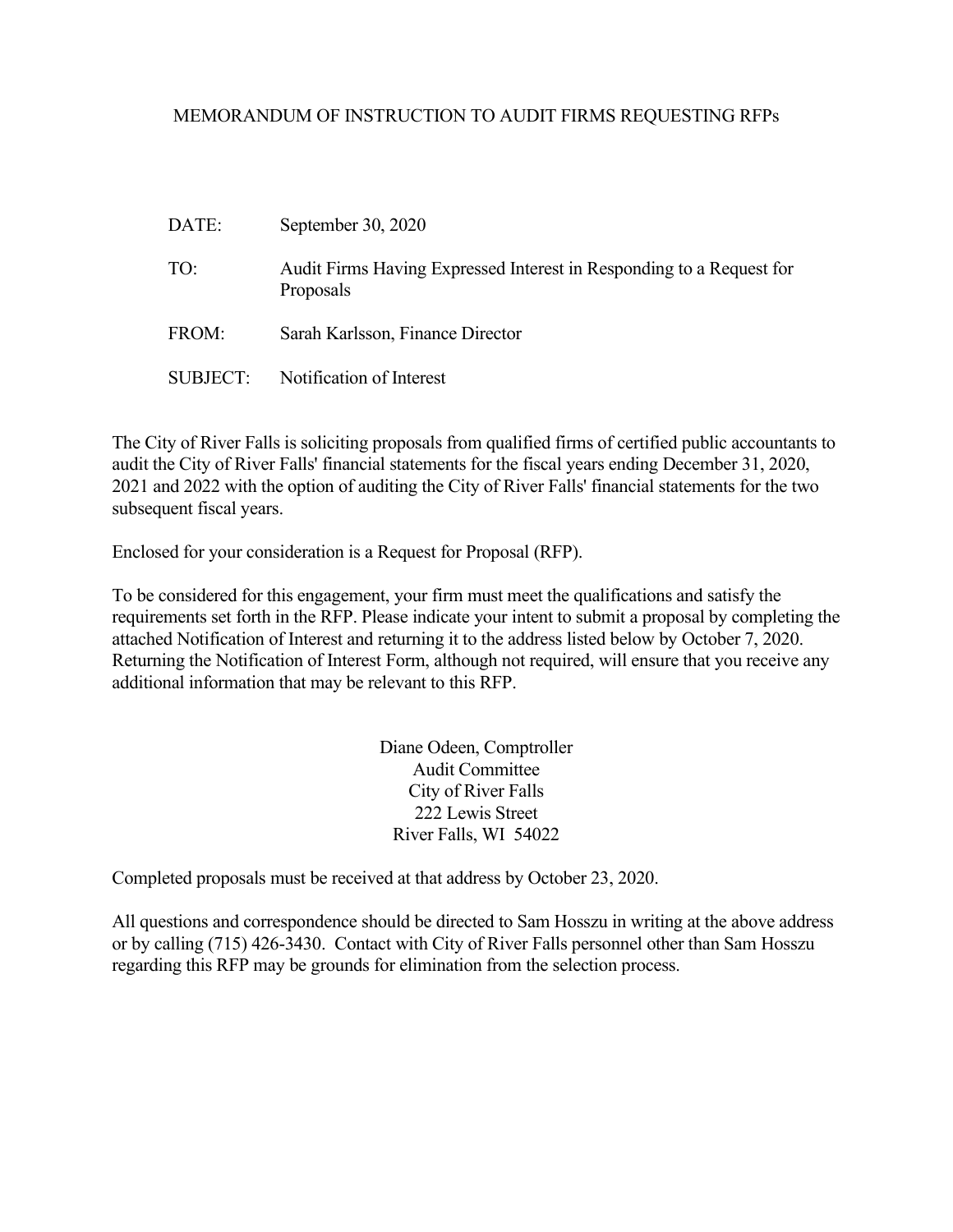# MEMORANDUM OF INSTRUCTION TO AUDIT FIRMS REQUESTING RFPs

| | |
|---|---|
| DATE: | September 30, 2020 |
| TO: | Audit Firms Having Expressed Interest in Responding to a Request for Proposals |
| FROM: | Sarah Karlsson, Finance Director |
| SUBJECT: | Notification of Interest |

The City of River Falls is soliciting proposals from qualified firms of certified public accountants to audit the City of River Falls' financial statements for the fiscal years ending December 31, 2020, 2021 and 2022 with the option of auditing the City of River Falls' financial statements for the two subsequent fiscal years.

Enclosed for your consideration is a Request for Proposal (RFP).

To be considered for this engagement, your firm must meet the qualifications and satisfy the requirements set forth in the RFP. Please indicate your intent to submit a proposal by completing the attached Notification of Interest and returning it to the address listed below by October 7, 2020. Returning the Notification of Interest Form, although not required, will ensure that you receive any additional information that may be relevant to this RFP.

Diane Odeen, Comptroller
Audit Committee
City of River Falls
222 Lewis Street
River Falls, WI 54022

Completed proposals must be received at that address by October 23, 2020.

All questions and correspondence should be directed to Sam Hosszu in writing at the above address or by calling (715) 426-3430. Contact with City of River Falls personnel other than Sam Hosszu regarding this RFP may be grounds for elimination from the selection process.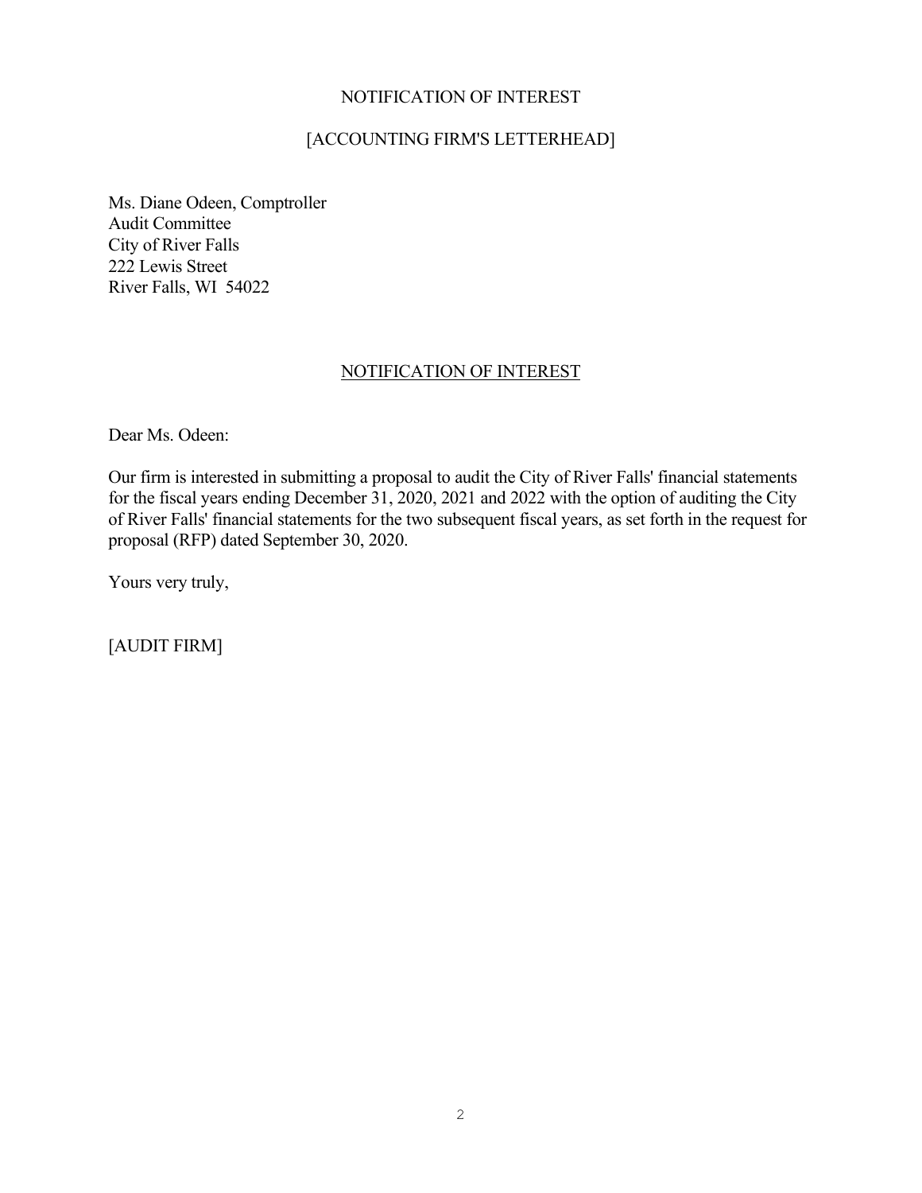NOTIFICATION OF INTEREST

[ACCOUNTING FIRM'S LETTERHEAD]

Ms. Diane Odeen, Comptroller
Audit Committee
City of River Falls
222 Lewis Street
River Falls, WI  54022

<u>NOTIFICATION OF INTEREST</u>

Dear Ms. Odeen:

Our firm is interested in submitting a proposal to audit the City of River Falls' financial statements for the fiscal years ending December 31, 2020, 2021 and 2022 with the option of auditing the City of River Falls' financial statements for the two subsequent fiscal years, as set forth in the request for proposal (RFP) dated September 30, 2020.

Yours very truly,

[AUDIT FIRM]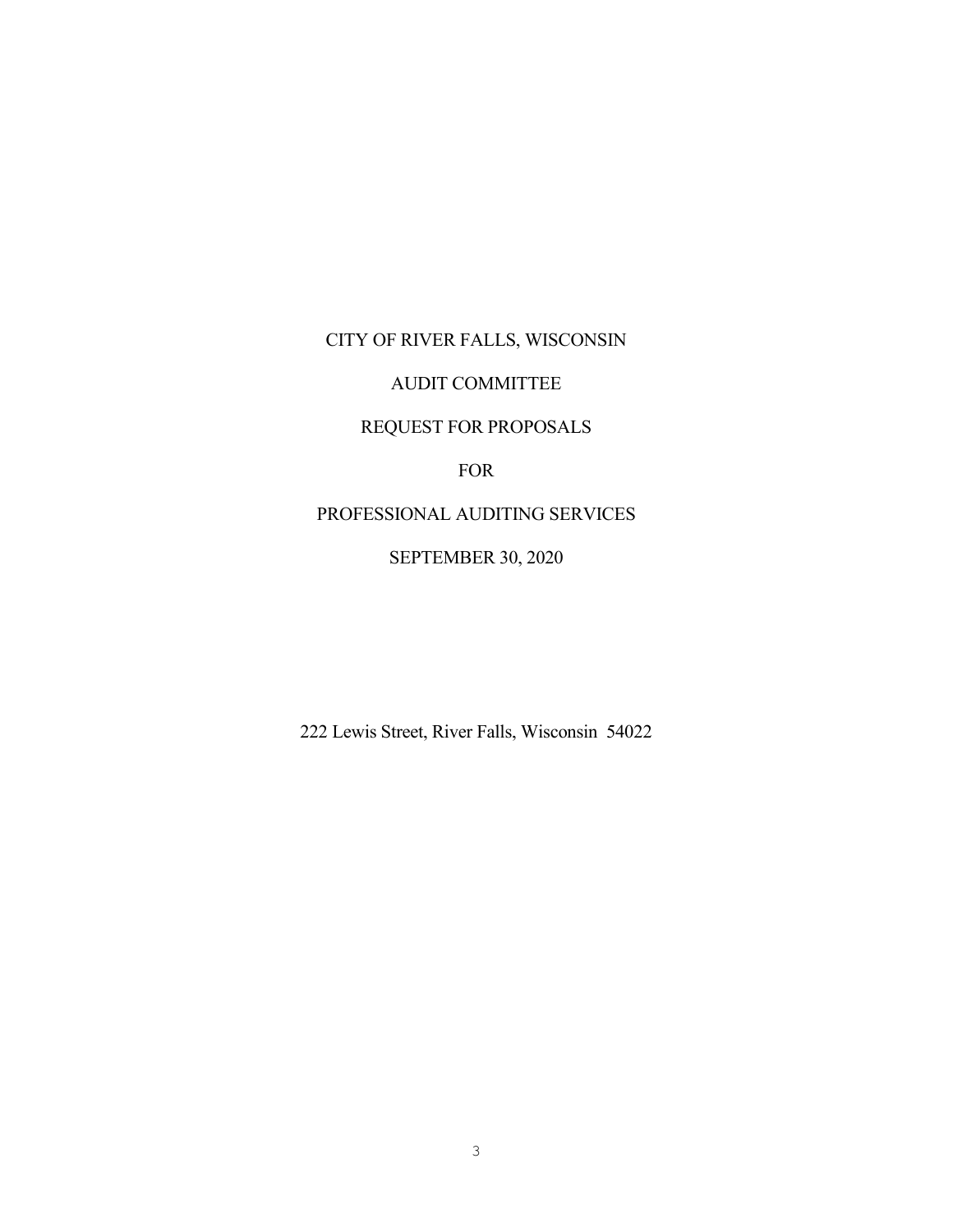# CITY OF RIVER FALLS, WISCONSIN

## AUDIT COMMITTEE

## REQUEST FOR PROPOSALS

## FOR

## PROFESSIONAL AUDITING SERVICES

## SEPTEMBER 30, 2020

222 Lewis Street, River Falls, Wisconsin 54022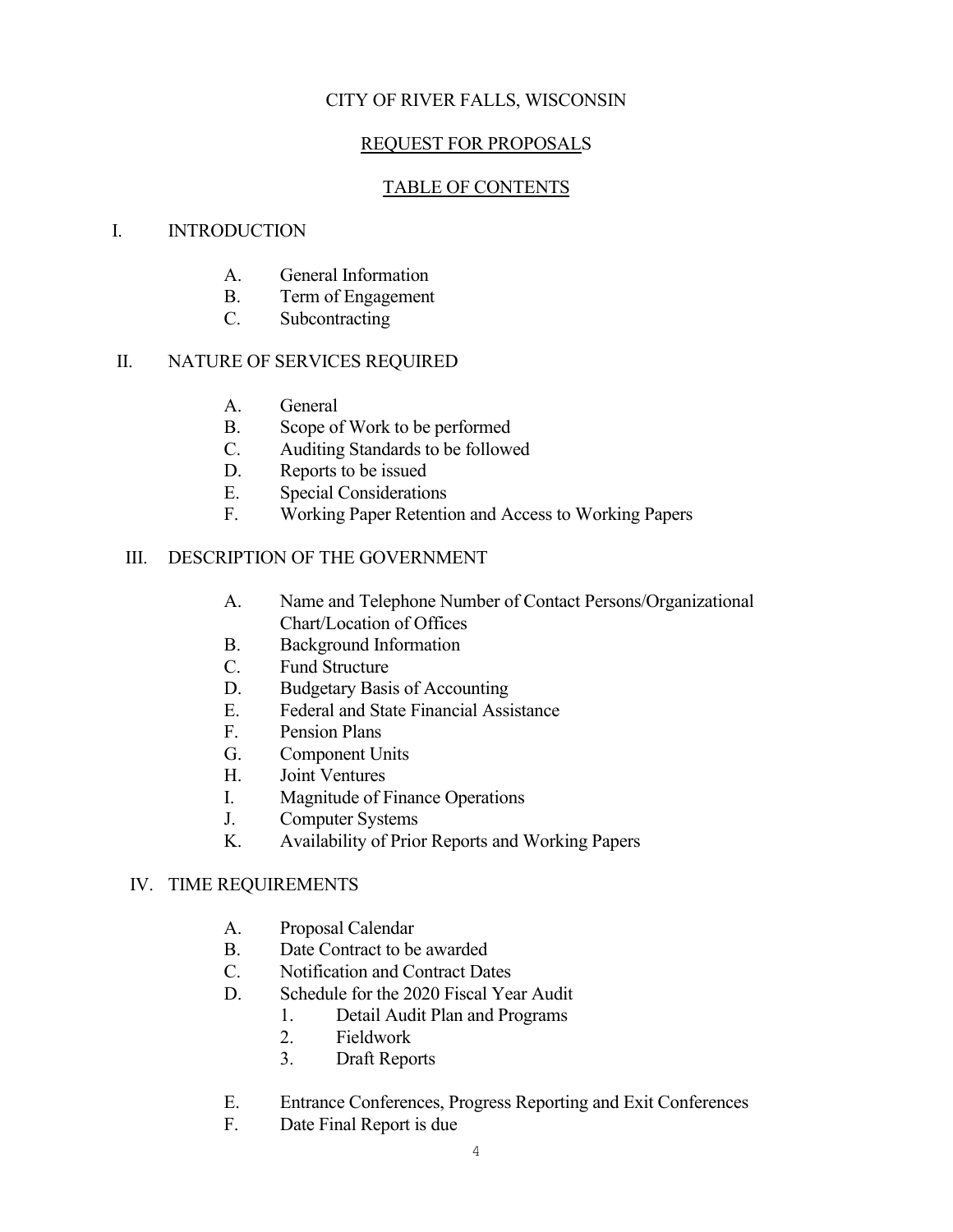# CITY OF RIVER FALLS, WISCONSIN

## REQUEST FOR PROPOSALS

## TABLE OF CONTENTS

I. INTRODUCTION

- A. General Information
- B. Term of Engagement
- C. Subcontracting

II. NATURE OF SERVICES REQUIRED

- A. General
- B. Scope of Work to be performed
- C. Auditing Standards to be followed
- D. Reports to be issued
- E. Special Considerations
- F. Working Paper Retention and Access to Working Papers

III. DESCRIPTION OF THE GOVERNMENT

- A. Name and Telephone Number of Contact Persons/Organizational Chart/Location of Offices
- B. Background Information
- C. Fund Structure
- D. Budgetary Basis of Accounting
- E. Federal and State Financial Assistance
- F. Pension Plans
- G. Component Units
- H. Joint Ventures
- I. Magnitude of Finance Operations
- J. Computer Systems
- K. Availability of Prior Reports and Working Papers

IV. TIME REQUIREMENTS

- A. Proposal Calendar
- B. Date Contract to be awarded
- C. Notification and Contract Dates
- D. Schedule for the 2020 Fiscal Year Audit
  1. Detail Audit Plan and Programs
  2. Fieldwork
  3. Draft Reports
- E. Entrance Conferences, Progress Reporting and Exit Conferences
- F. Date Final Report is due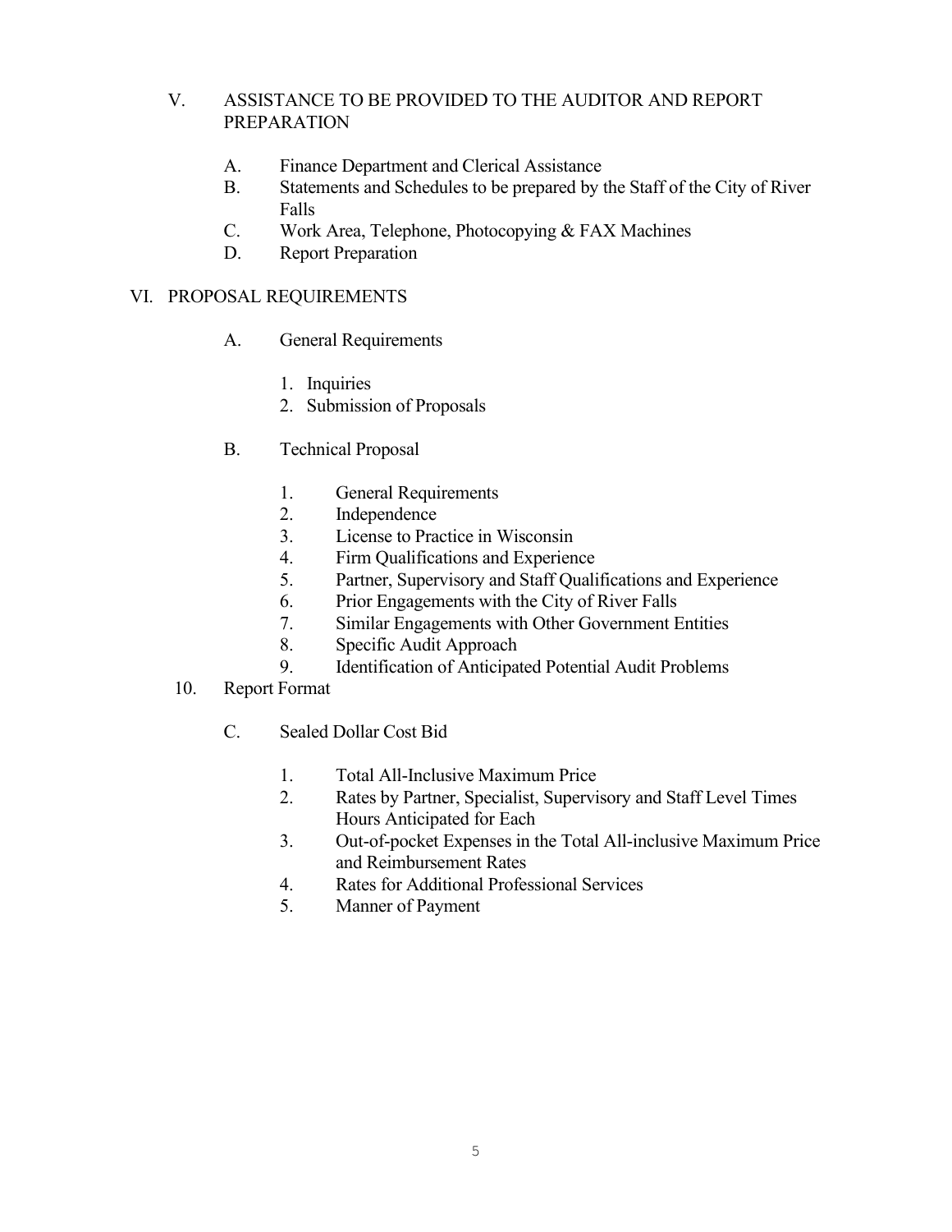V. ASSISTANCE TO BE PROVIDED TO THE AUDITOR AND REPORT PREPARATION

A. Finance Department and Clerical Assistance
B. Statements and Schedules to be prepared by the Staff of the City of River Falls
C. Work Area, Telephone, Photocopying & FAX Machines
D. Report Preparation

VI. PROPOSAL REQUIREMENTS

A. General Requirements

1. Inquiries
2. Submission of Proposals

B. Technical Proposal

1. General Requirements
2. Independence
3. License to Practice in Wisconsin
4. Firm Qualifications and Experience
5. Partner, Supervisory and Staff Qualifications and Experience
6. Prior Engagements with the City of River Falls
7. Similar Engagements with Other Government Entities
8. Specific Audit Approach
9. Identification of Anticipated Potential Audit Problems
10. Report Format

C. Sealed Dollar Cost Bid

1. Total All-Inclusive Maximum Price
2. Rates by Partner, Specialist, Supervisory and Staff Level Times Hours Anticipated for Each
3. Out-of-pocket Expenses in the Total All-inclusive Maximum Price and Reimbursement Rates
4. Rates for Additional Professional Services
5. Manner of Payment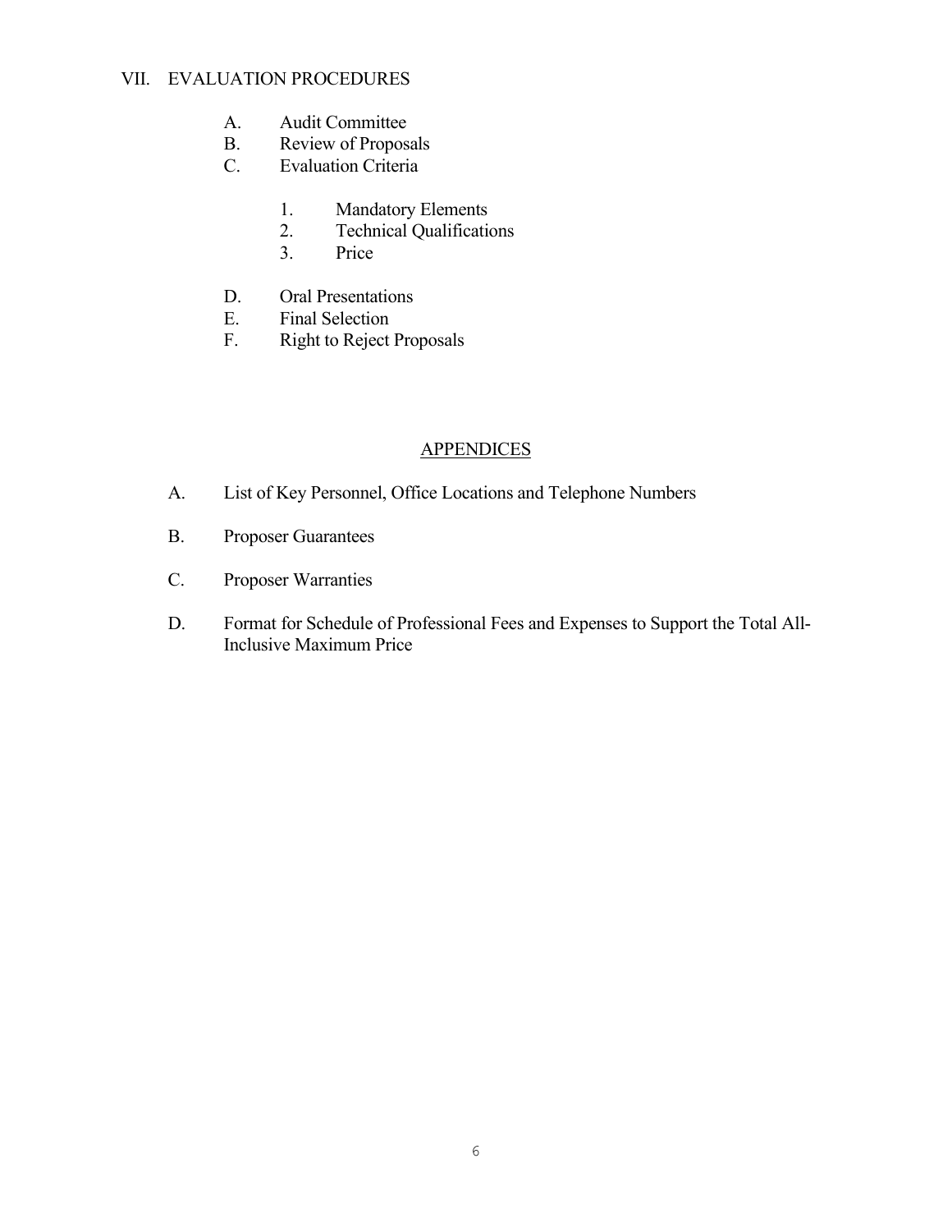VII. EVALUATION PROCEDURES

A. Audit Committee
B. Review of Proposals
C. Evaluation Criteria

1. Mandatory Elements
2. Technical Qualifications
3. Price

D. Oral Presentations
E. Final Selection
F. Right to Reject Proposals

APPENDICES

A. List of Key Personnel, Office Locations and Telephone Numbers

B. Proposer Guarantees

C. Proposer Warranties

D. Format for Schedule of Professional Fees and Expenses to Support the Total All-Inclusive Maximum Price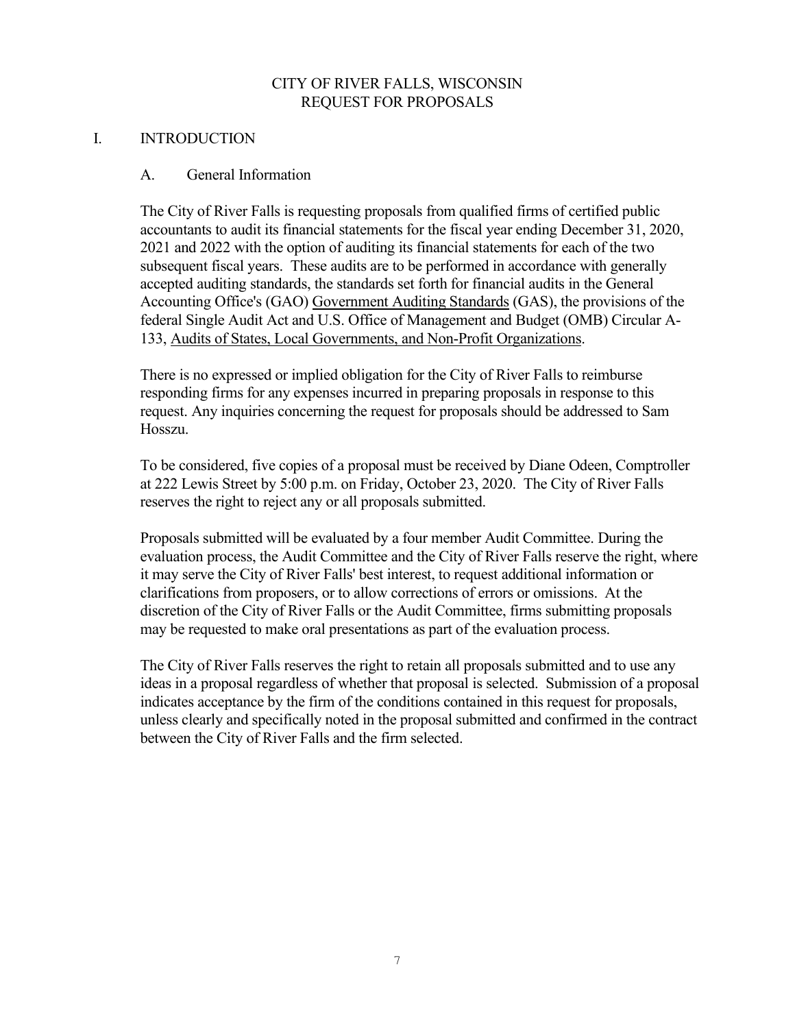# CITY OF RIVER FALLS, WISCONSIN
# REQUEST FOR PROPOSALS

## I. INTRODUCTION

### A. General Information

The City of River Falls is requesting proposals from qualified firms of certified public accountants to audit its financial statements for the fiscal year ending December 31, 2020, 2021 and 2022 with the option of auditing its financial statements for each of the two subsequent fiscal years. These audits are to be performed in accordance with generally accepted auditing standards, the standards set forth for financial audits in the General Accounting Office's (GAO) Government Auditing Standards (GAS), the provisions of the federal Single Audit Act and U.S. Office of Management and Budget (OMB) Circular A-133, Audits of States, Local Governments, and Non-Profit Organizations.

There is no expressed or implied obligation for the City of River Falls to reimburse responding firms for any expenses incurred in preparing proposals in response to this request. Any inquiries concerning the request for proposals should be addressed to Sam Hosszu.

To be considered, five copies of a proposal must be received by Diane Odeen, Comptroller at 222 Lewis Street by 5:00 p.m. on Friday, October 23, 2020. The City of River Falls reserves the right to reject any or all proposals submitted.

Proposals submitted will be evaluated by a four member Audit Committee. During the evaluation process, the Audit Committee and the City of River Falls reserve the right, where it may serve the City of River Falls' best interest, to request additional information or clarifications from proposers, or to allow corrections of errors or omissions. At the discretion of the City of River Falls or the Audit Committee, firms submitting proposals may be requested to make oral presentations as part of the evaluation process.

The City of River Falls reserves the right to retain all proposals submitted and to use any ideas in a proposal regardless of whether that proposal is selected. Submission of a proposal indicates acceptance by the firm of the conditions contained in this request for proposals, unless clearly and specifically noted in the proposal submitted and confirmed in the contract between the City of River Falls and the firm selected.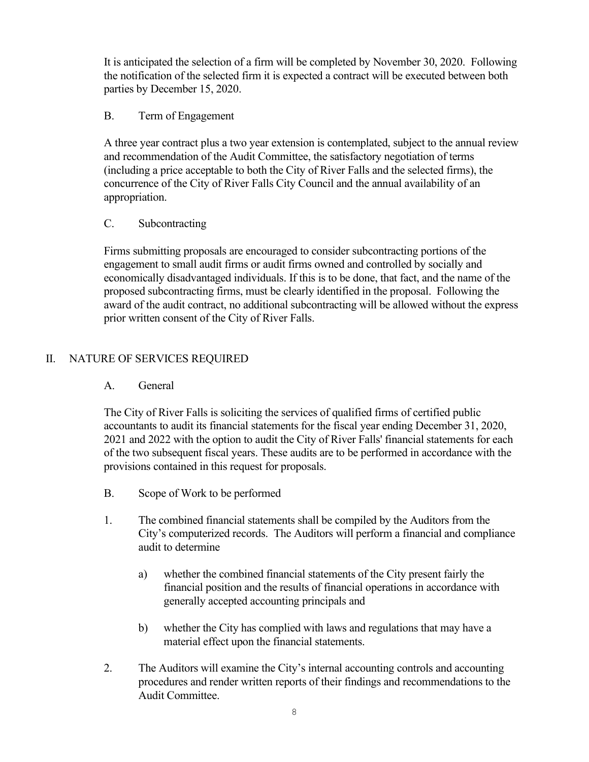It is anticipated the selection of a firm will be completed by November 30, 2020. Following the notification of the selected firm it is expected a contract will be executed between both parties by December 15, 2020.

### B. Term of Engagement

A three year contract plus a two year extension is contemplated, subject to the annual review and recommendation of the Audit Committee, the satisfactory negotiation of terms (including a price acceptable to both the City of River Falls and the selected firms), the concurrence of the City of River Falls City Council and the annual availability of an appropriation.

### C. Subcontracting

Firms submitting proposals are encouraged to consider subcontracting portions of the engagement to small audit firms or audit firms owned and controlled by socially and economically disadvantaged individuals. If this is to be done, that fact, and the name of the proposed subcontracting firms, must be clearly identified in the proposal. Following the award of the audit contract, no additional subcontracting will be allowed without the express prior written consent of the City of River Falls.

## II. NATURE OF SERVICES REQUIRED

### A. General

The City of River Falls is soliciting the services of qualified firms of certified public accountants to audit its financial statements for the fiscal year ending December 31, 2020, 2021 and 2022 with the option to audit the City of River Falls' financial statements for each of the two subsequent fiscal years. These audits are to be performed in accordance with the provisions contained in this request for proposals.

### B. Scope of Work to be performed

1. The combined financial statements shall be compiled by the Auditors from the City's computerized records. The Auditors will perform a financial and compliance audit to determine

   a) whether the combined financial statements of the City present fairly the financial position and the results of financial operations in accordance with generally accepted accounting principals and

   b) whether the City has complied with laws and regulations that may have a material effect upon the financial statements.

2. The Auditors will examine the City's internal accounting controls and accounting procedures and render written reports of their findings and recommendations to the Audit Committee.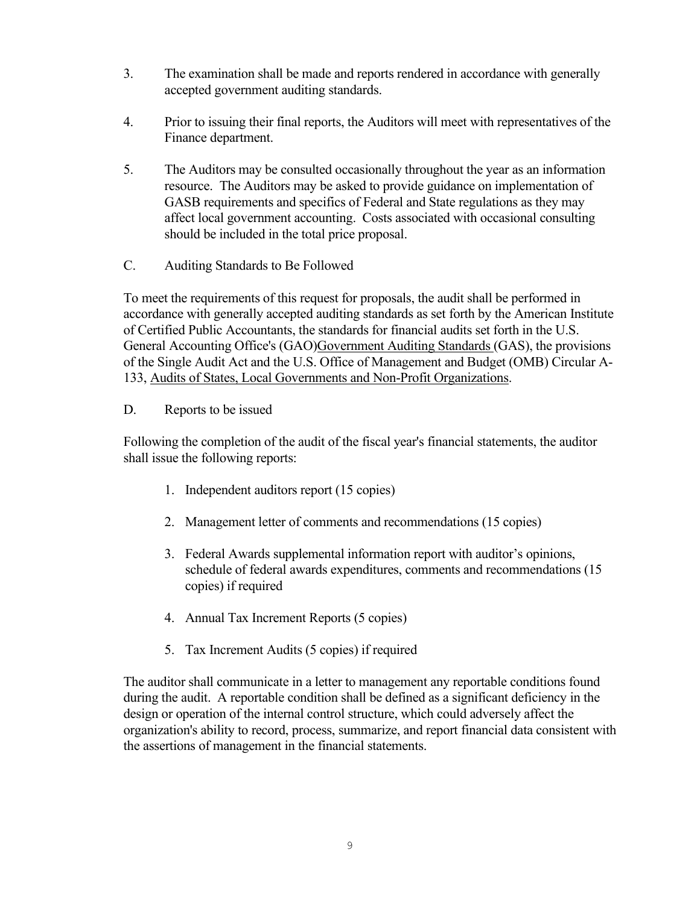3. The examination shall be made and reports rendered in accordance with generally accepted government auditing standards.

4. Prior to issuing their final reports, the Auditors will meet with representatives of the Finance department.

5. The Auditors may be consulted occasionally throughout the year as an information resource. The Auditors may be asked to provide guidance on implementation of GASB requirements and specifics of Federal and State regulations as they may affect local government accounting. Costs associated with occasional consulting should be included in the total price proposal.

C. Auditing Standards to Be Followed

To meet the requirements of this request for proposals, the audit shall be performed in accordance with generally accepted auditing standards as set forth by the American Institute of Certified Public Accountants, the standards for financial audits set forth in the U.S. General Accounting Office's (GAO)<u>Government Auditing Standards</u> (GAS), the provisions of the Single Audit Act and the U.S. Office of Management and Budget (OMB) Circular A-133, <u>Audits of States, Local Governments and Non-Profit Organizations</u>.

D. Reports to be issued

Following the completion of the audit of the fiscal year's financial statements, the auditor shall issue the following reports:

1. Independent auditors report (15 copies)
2. Management letter of comments and recommendations (15 copies)
3. Federal Awards supplemental information report with auditor's opinions, schedule of federal awards expenditures, comments and recommendations (15 copies) if required
4. Annual Tax Increment Reports (5 copies)
5. Tax Increment Audits (5 copies) if required

The auditor shall communicate in a letter to management any reportable conditions found during the audit. A reportable condition shall be defined as a significant deficiency in the design or operation of the internal control structure, which could adversely affect the organization's ability to record, process, summarize, and report financial data consistent with the assertions of management in the financial statements.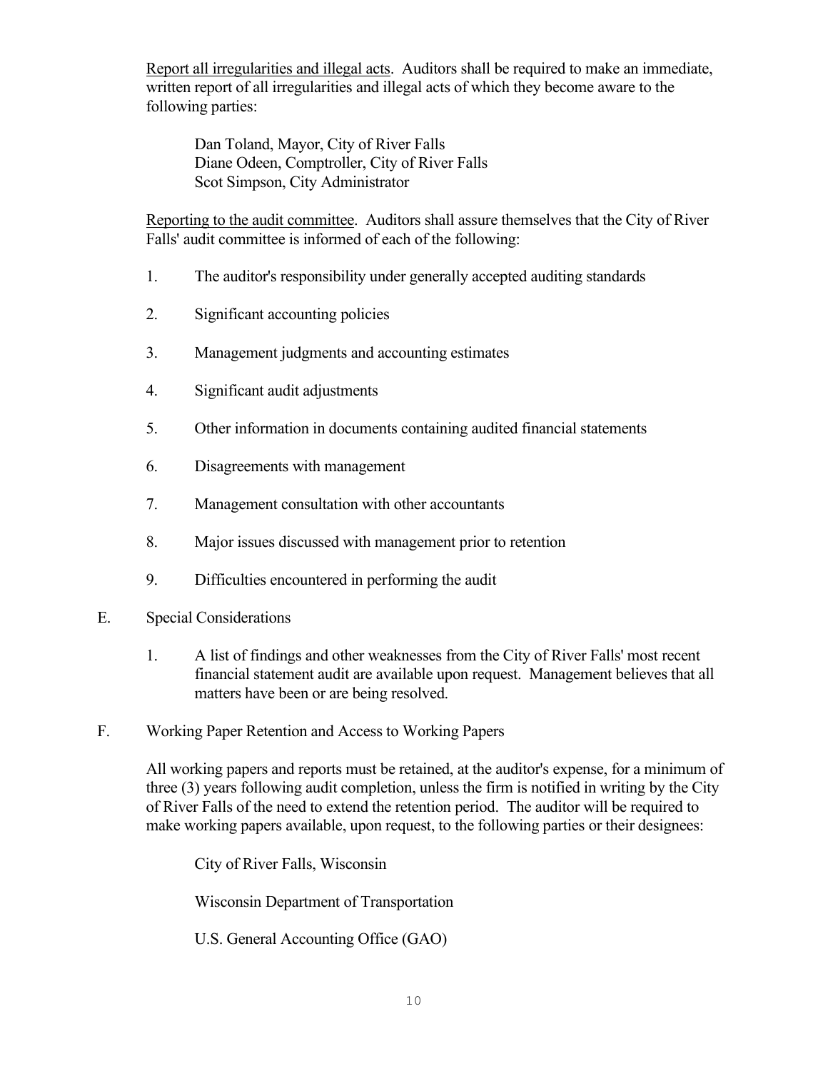Report all irregularities and illegal acts. Auditors shall be required to make an immediate, written report of all irregularities and illegal acts of which they become aware to the following parties:

Dan Toland, Mayor, City of River Falls
Diane Odeen, Comptroller, City of River Falls
Scot Simpson, City Administrator

Reporting to the audit committee. Auditors shall assure themselves that the City of River Falls' audit committee is informed of each of the following:

1. The auditor's responsibility under generally accepted auditing standards
2. Significant accounting policies
3. Management judgments and accounting estimates
4. Significant audit adjustments
5. Other information in documents containing audited financial statements
6. Disagreements with management
7. Management consultation with other accountants
8. Major issues discussed with management prior to retention
9. Difficulties encountered in performing the audit

E. Special Considerations

1. A list of findings and other weaknesses from the City of River Falls' most recent financial statement audit are available upon request. Management believes that all matters have been or are being resolved.

F. Working Paper Retention and Access to Working Papers

All working papers and reports must be retained, at the auditor's expense, for a minimum of three (3) years following audit completion, unless the firm is notified in writing by the City of River Falls of the need to extend the retention period. The auditor will be required to make working papers available, upon request, to the following parties or their designees:

City of River Falls, Wisconsin

Wisconsin Department of Transportation

U.S. General Accounting Office (GAO)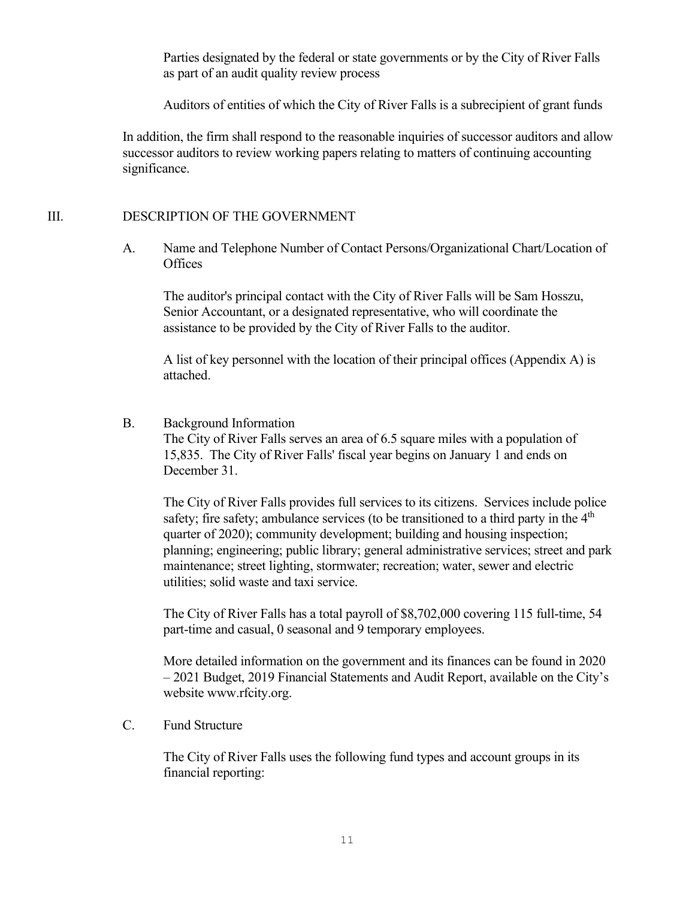Parties designated by the federal or state governments or by the City of River Falls as part of an audit quality review process

Auditors of entities of which the City of River Falls is a subrecipient of grant funds

In addition, the firm shall respond to the reasonable inquiries of successor auditors and allow successor auditors to review working papers relating to matters of continuing accounting significance.

## III. DESCRIPTION OF THE GOVERNMENT

### A. Name and Telephone Number of Contact Persons/Organizational Chart/Location of Offices

The auditor's principal contact with the City of River Falls will be Sam Hosszu, Senior Accountant, or a designated representative, who will coordinate the assistance to be provided by the City of River Falls to the auditor.

A list of key personnel with the location of their principal offices (Appendix A) is attached.

### B. Background Information

The City of River Falls serves an area of 6.5 square miles with a population of 15,835. The City of River Falls' fiscal year begins on January 1 and ends on December 31.

The City of River Falls provides full services to its citizens. Services include police safety; fire safety; ambulance services (to be transitioned to a third party in the 4th quarter of 2020); community development; building and housing inspection; planning; engineering; public library; general administrative services; street and park maintenance; street lighting, stormwater; recreation; water, sewer and electric utilities; solid waste and taxi service.

The City of River Falls has a total payroll of $8,702,000 covering 115 full-time, 54 part-time and casual, 0 seasonal and 9 temporary employees.

More detailed information on the government and its finances can be found in 2020 – 2021 Budget, 2019 Financial Statements and Audit Report, available on the City's website www.rfcity.org.

### C. Fund Structure

The City of River Falls uses the following fund types and account groups in its financial reporting: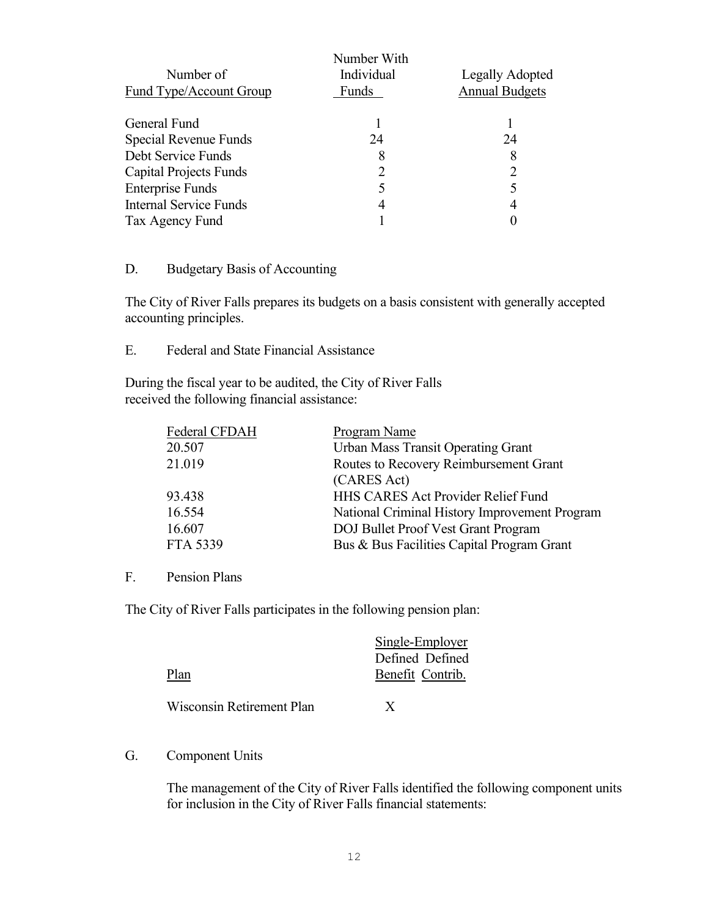| Number of Fund Type/Account Group | Number With Individual Funds | Legally Adopted Annual Budgets |
|---|---|---|
| General Fund | 1 | 1 |
| Special Revenue Funds | 24 | 24 |
| Debt Service Funds | 8 | 8 |
| Capital Projects Funds | 2 | 2 |
| Enterprise Funds | 5 | 5 |
| Internal Service Funds | 4 | 4 |
| Tax Agency Fund | 1 | 0 |

D. Budgetary Basis of Accounting

The City of River Falls prepares its budgets on a basis consistent with generally accepted accounting principles.

E. Federal and State Financial Assistance

During the fiscal year to be audited, the City of River Falls received the following financial assistance:

| Federal CFDAH | Program Name |
|---|---|
| 20.507 | Urban Mass Transit Operating Grant |
| 21.019 | Routes to Recovery Reimbursement Grant (CARES Act) |
| 93.438 | HHS CARES Act Provider Relief Fund |
| 16.554 | National Criminal History Improvement Program |
| 16.607 | DOJ Bullet Proof Vest Grant Program |
| FTA 5339 | Bus & Bus Facilities Capital Program Grant |

F. Pension Plans

The City of River Falls participates in the following pension plan:

| Plan | Single-Employer Defined Benefit | Defined Contrib. |
|---|---|---|
| Wisconsin Retirement Plan | X | |

G. Component Units

The management of the City of River Falls identified the following component units for inclusion in the City of River Falls financial statements: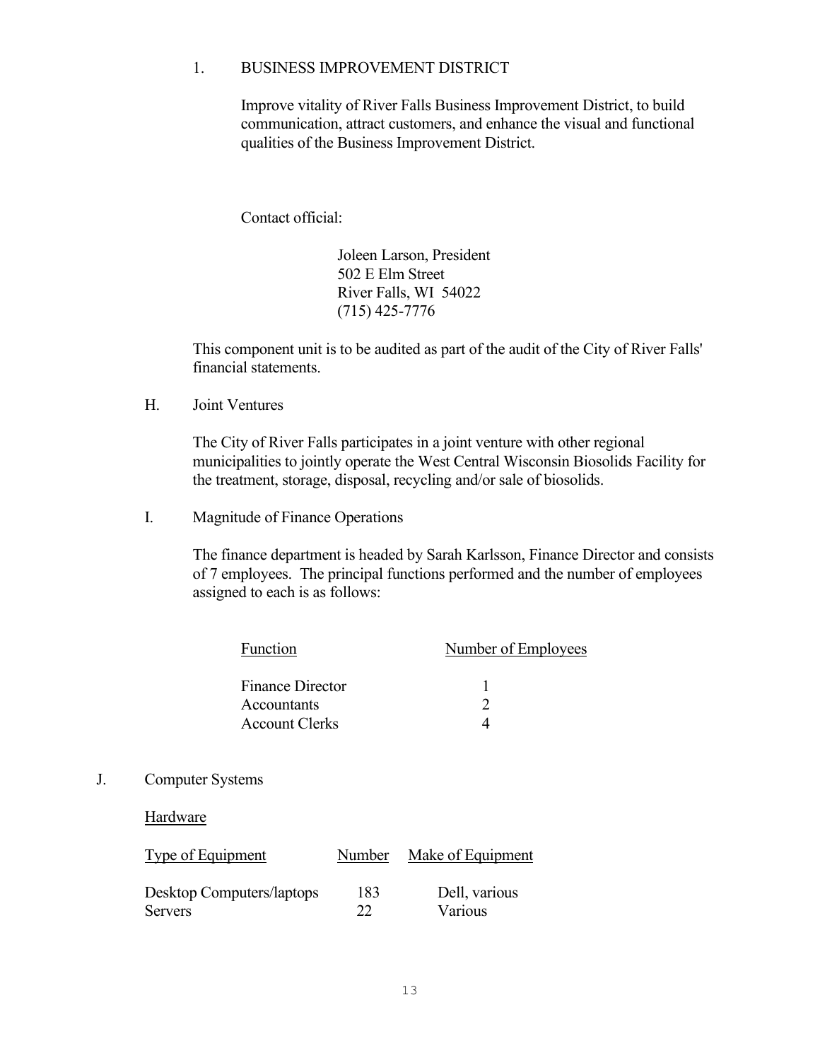1. BUSINESS IMPROVEMENT DISTRICT

Improve vitality of River Falls Business Improvement District, to build communication, attract customers, and enhance the visual and functional qualities of the Business Improvement District.

Contact official:

Joleen Larson, President
502 E Elm Street
River Falls, WI 54022
(715) 425-7776

This component unit is to be audited as part of the audit of the City of River Falls' financial statements.

H. Joint Ventures

The City of River Falls participates in a joint venture with other regional municipalities to jointly operate the West Central Wisconsin Biosolids Facility for the treatment, storage, disposal, recycling and/or sale of biosolids.

I. Magnitude of Finance Operations

The finance department is headed by Sarah Karlsson, Finance Director and consists of 7 employees. The principal functions performed and the number of employees assigned to each is as follows:

| Function | Number of Employees |
|---|---|
| Finance Director | 1 |
| Accountants | 2 |
| Account Clerks | 4 |

J. Computer Systems

Hardware

| Type of Equipment | Number | Make of Equipment |
|---|---|---|
| Desktop Computers/laptops | 183 | Dell, various |
| Servers | 22 | Various |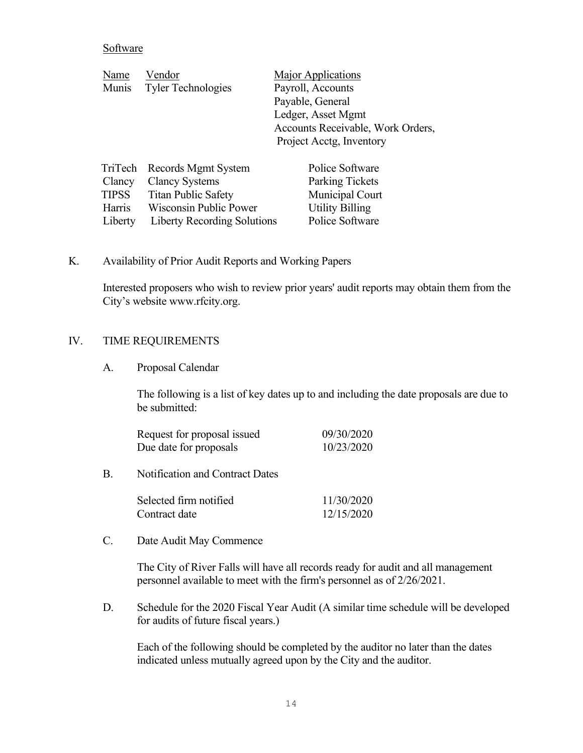Software

| Name | Vendor | Major Applications |
| --- | --- | --- |
| Munis | Tyler Technologies | Payroll, Accounts Payable, General Ledger, Asset Mgmt Accounts Receivable, Work Orders, Project Acctg, Inventory |
| TriTech | Records Mgmt System | Police Software |
| Clancy | Clancy Systems | Parking Tickets |
| TIPSS | Titan Public Safety | Municipal Court |
| Harris | Wisconsin Public Power | Utility Billing |
| Liberty | Liberty Recording Solutions | Police Software |

K. Availability of Prior Audit Reports and Working Papers

Interested proposers who wish to review prior years' audit reports may obtain them from the City's website www.rfcity.org.

IV. TIME REQUIREMENTS

A. Proposal Calendar

The following is a list of key dates up to and including the date proposals are due to be submitted:

| | |
| --- | --- |
| Request for proposal issued | 09/30/2020 |
| Due date for proposals | 10/23/2020 |

B. Notification and Contract Dates

| | |
| --- | --- |
| Selected firm notified | 11/30/2020 |
| Contract date | 12/15/2020 |

C. Date Audit May Commence

The City of River Falls will have all records ready for audit and all management personnel available to meet with the firm's personnel as of 2/26/2021.

D. Schedule for the 2020 Fiscal Year Audit (A similar time schedule will be developed for audits of future fiscal years.)

Each of the following should be completed by the auditor no later than the dates indicated unless mutually agreed upon by the City and the auditor.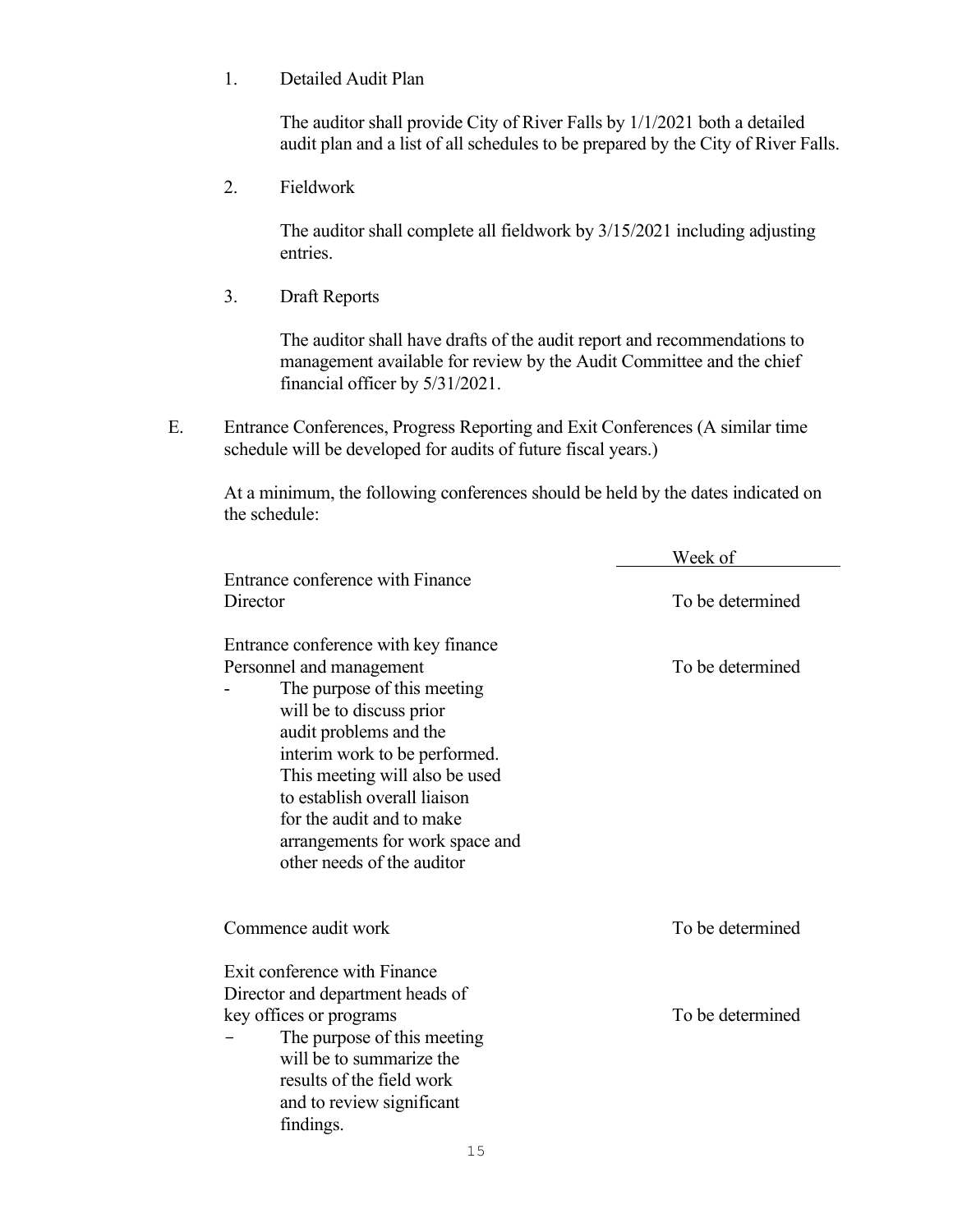1. Detailed Audit Plan

   The auditor shall provide City of River Falls by 1/1/2021 both a detailed audit plan and a list of all schedules to be prepared by the City of River Falls.

2. Fieldwork

   The auditor shall complete all fieldwork by 3/15/2021 including adjusting entries.

3. Draft Reports

   The auditor shall have drafts of the audit report and recommendations to management available for review by the Audit Committee and the chief financial officer by 5/31/2021.

E. Entrance Conferences, Progress Reporting and Exit Conferences (A similar time schedule will be developed for audits of future fiscal years.)

   At a minimum, the following conferences should be held by the dates indicated on the schedule:

| | Week of |
|---|---|
| Entrance conference with Finance Director | To be determined |
| Entrance conference with key finance Personnel and management<br>- The purpose of this meeting will be to discuss prior audit problems and the interim work to be performed. This meeting will also be used to establish overall liaison for the audit and to make arrangements for work space and other needs of the auditor | To be determined |
| Commence audit work | To be determined |
| Exit conference with Finance Director and department heads of key offices or programs<br>- The purpose of this meeting will be to summarize the results of the field work and to review significant findings. | To be determined |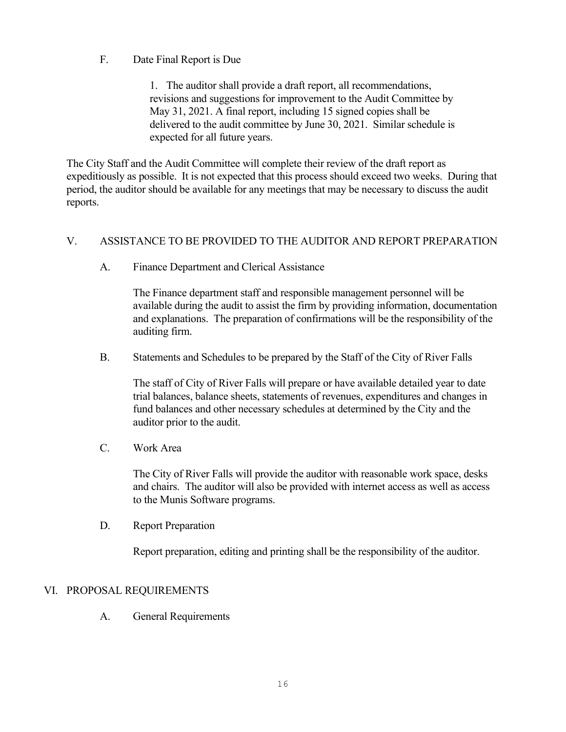F. Date Final Report is Due

1. The auditor shall provide a draft report, all recommendations, revisions and suggestions for improvement to the Audit Committee by May 31, 2021. A final report, including 15 signed copies shall be delivered to the audit committee by June 30, 2021. Similar schedule is expected for all future years.

The City Staff and the Audit Committee will complete their review of the draft report as expeditiously as possible. It is not expected that this process should exceed two weeks. During that period, the auditor should be available for any meetings that may be necessary to discuss the audit reports.

## V. ASSISTANCE TO BE PROVIDED TO THE AUDITOR AND REPORT PREPARATION

A. Finance Department and Clerical Assistance

The Finance department staff and responsible management personnel will be available during the audit to assist the firm by providing information, documentation and explanations. The preparation of confirmations will be the responsibility of the auditing firm.

B. Statements and Schedules to be prepared by the Staff of the City of River Falls

The staff of City of River Falls will prepare or have available detailed year to date trial balances, balance sheets, statements of revenues, expenditures and changes in fund balances and other necessary schedules at determined by the City and the auditor prior to the audit.

C. Work Area

The City of River Falls will provide the auditor with reasonable work space, desks and chairs. The auditor will also be provided with internet access as well as access to the Munis Software programs.

D. Report Preparation

Report preparation, editing and printing shall be the responsibility of the auditor.

## VI. PROPOSAL REQUIREMENTS

A. General Requirements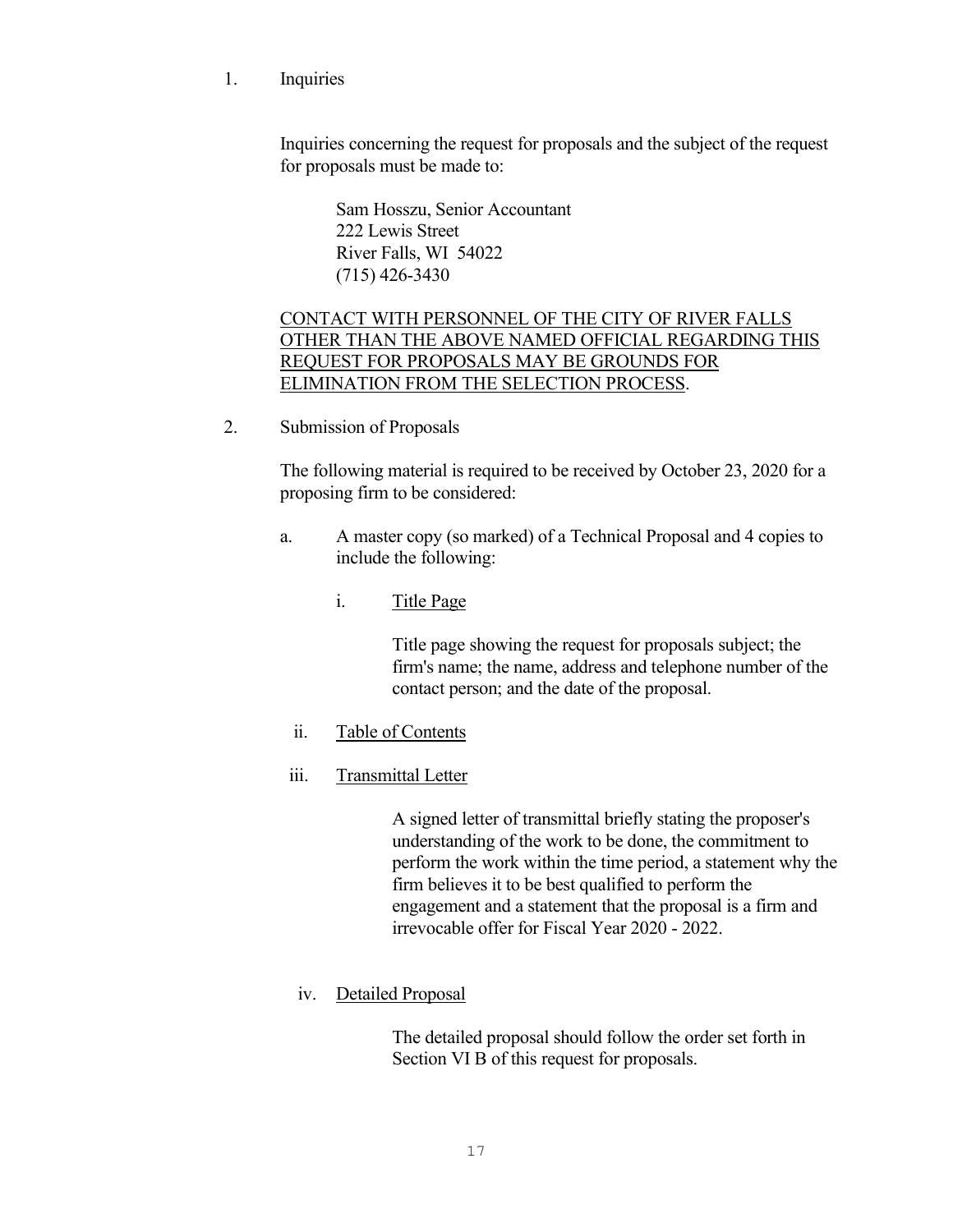1. Inquiries

   Inquiries concerning the request for proposals and the subject of the request for proposals must be made to:

   > Sam Hosszu, Senior Accountant
   > 222 Lewis Street
   > River Falls, WI 54022
   > (715) 426-3430

   <u>CONTACT WITH PERSONNEL OF THE CITY OF RIVER FALLS OTHER THAN THE ABOVE NAMED OFFICIAL REGARDING THIS REQUEST FOR PROPOSALS MAY BE GROUNDS FOR ELIMINATION FROM THE SELECTION PROCESS</u>.

2. Submission of Proposals

   The following material is required to be received by October 23, 2020 for a proposing firm to be considered:

   a. A master copy (so marked) of a Technical Proposal and 4 copies to include the following:

      i. <u>Title Page</u>

         Title page showing the request for proposals subject; the firm's name; the name, address and telephone number of the contact person; and the date of the proposal.

      ii. <u>Table of Contents</u>

      iii. <u>Transmittal Letter</u>

         A signed letter of transmittal briefly stating the proposer's understanding of the work to be done, the commitment to perform the work within the time period, a statement why the firm believes it to be best qualified to perform the engagement and a statement that the proposal is a firm and irrevocable offer for Fiscal Year 2020 - 2022.

      iv. <u>Detailed Proposal</u>

         The detailed proposal should follow the order set forth in Section VI B of this request for proposals.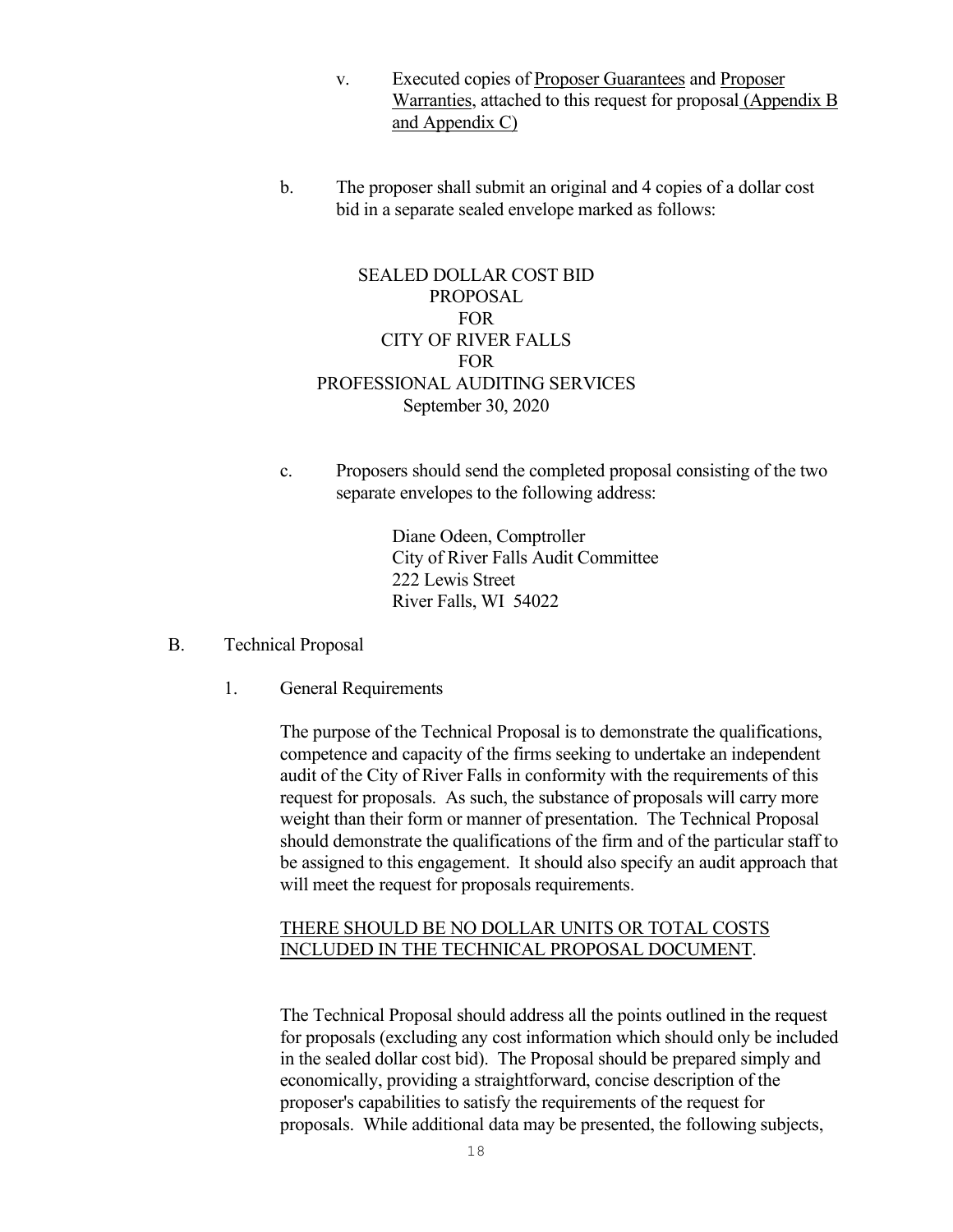v. Executed copies of <u>Proposer Guarantees</u> and <u>Proposer Warranties</u>, attached to this request for proposal <u>(Appendix B and Appendix C)</u>

b. The proposer shall submit an original and 4 copies of a dollar cost bid in a separate sealed envelope marked as follows:

> SEALED DOLLAR COST BID
> PROPOSAL
> FOR
> CITY OF RIVER FALLS
> FOR
> PROFESSIONAL AUDITING SERVICES
> September 30, 2020

c. Proposers should send the completed proposal consisting of the two separate envelopes to the following address:

> Diane Odeen, Comptroller
> City of River Falls Audit Committee
> 222 Lewis Street
> River Falls, WI 54022

B. Technical Proposal

1. General Requirements

The purpose of the Technical Proposal is to demonstrate the qualifications, competence and capacity of the firms seeking to undertake an independent audit of the City of River Falls in conformity with the requirements of this request for proposals. As such, the substance of proposals will carry more weight than their form or manner of presentation. The Technical Proposal should demonstrate the qualifications of the firm and of the particular staff to be assigned to this engagement. It should also specify an audit approach that will meet the request for proposals requirements.

<u>THERE SHOULD BE NO DOLLAR UNITS OR TOTAL COSTS INCLUDED IN THE TECHNICAL PROPOSAL DOCUMENT</u>.

The Technical Proposal should address all the points outlined in the request for proposals (excluding any cost information which should only be included in the sealed dollar cost bid). The Proposal should be prepared simply and economically, providing a straightforward, concise description of the proposer's capabilities to satisfy the requirements of the request for proposals. While additional data may be presented, the following subjects,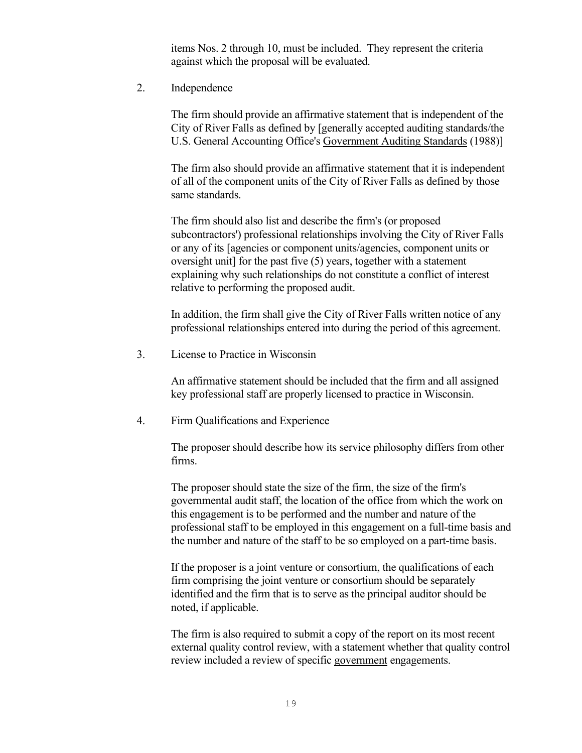items Nos. 2 through 10, must be included. They represent the criteria against which the proposal will be evaluated.

2. Independence

   The firm should provide an affirmative statement that is independent of the City of River Falls as defined by [generally accepted auditing standards/the U.S. General Accounting Office's Government Auditing Standards (1988)]

   The firm also should provide an affirmative statement that it is independent of all of the component units of the City of River Falls as defined by those same standards.

   The firm should also list and describe the firm's (or proposed subcontractors') professional relationships involving the City of River Falls or any of its [agencies or component units/agencies, component units or oversight unit] for the past five (5) years, together with a statement explaining why such relationships do not constitute a conflict of interest relative to performing the proposed audit.

   In addition, the firm shall give the City of River Falls written notice of any professional relationships entered into during the period of this agreement.

3. License to Practice in Wisconsin

   An affirmative statement should be included that the firm and all assigned key professional staff are properly licensed to practice in Wisconsin.

4. Firm Qualifications and Experience

   The proposer should describe how its service philosophy differs from other firms.

   The proposer should state the size of the firm, the size of the firm's governmental audit staff, the location of the office from which the work on this engagement is to be performed and the number and nature of the professional staff to be employed in this engagement on a full-time basis and the number and nature of the staff to be so employed on a part-time basis.

   If the proposer is a joint venture or consortium, the qualifications of each firm comprising the joint venture or consortium should be separately identified and the firm that is to serve as the principal auditor should be noted, if applicable.

   The firm is also required to submit a copy of the report on its most recent external quality control review, with a statement whether that quality control review included a review of specific government engagements.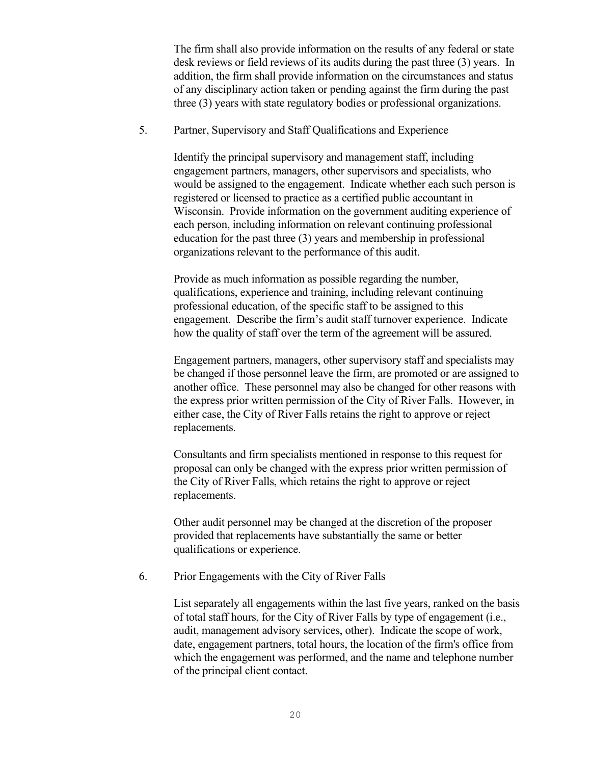The firm shall also provide information on the results of any federal or state desk reviews or field reviews of its audits during the past three (3) years. In addition, the firm shall provide information on the circumstances and status of any disciplinary action taken or pending against the firm during the past three (3) years with state regulatory bodies or professional organizations.

5. Partner, Supervisory and Staff Qualifications and Experience

Identify the principal supervisory and management staff, including engagement partners, managers, other supervisors and specialists, who would be assigned to the engagement. Indicate whether each such person is registered or licensed to practice as a certified public accountant in Wisconsin. Provide information on the government auditing experience of each person, including information on relevant continuing professional education for the past three (3) years and membership in professional organizations relevant to the performance of this audit.

Provide as much information as possible regarding the number, qualifications, experience and training, including relevant continuing professional education, of the specific staff to be assigned to this engagement. Describe the firm's audit staff turnover experience. Indicate how the quality of staff over the term of the agreement will be assured.

Engagement partners, managers, other supervisory staff and specialists may be changed if those personnel leave the firm, are promoted or are assigned to another office. These personnel may also be changed for other reasons with the express prior written permission of the City of River Falls. However, in either case, the City of River Falls retains the right to approve or reject replacements.

Consultants and firm specialists mentioned in response to this request for proposal can only be changed with the express prior written permission of the City of River Falls, which retains the right to approve or reject replacements.

Other audit personnel may be changed at the discretion of the proposer provided that replacements have substantially the same or better qualifications or experience.

6. Prior Engagements with the City of River Falls

List separately all engagements within the last five years, ranked on the basis of total staff hours, for the City of River Falls by type of engagement (i.e., audit, management advisory services, other). Indicate the scope of work, date, engagement partners, total hours, the location of the firm's office from which the engagement was performed, and the name and telephone number of the principal client contact.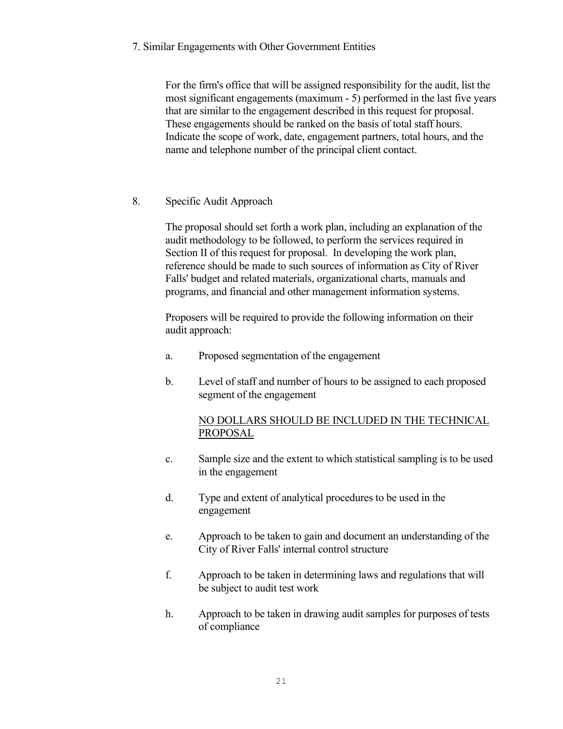7. Similar Engagements with Other Government Entities

For the firm's office that will be assigned responsibility for the audit, list the most significant engagements (maximum - 5) performed in the last five years that are similar to the engagement described in this request for proposal. These engagements should be ranked on the basis of total staff hours. Indicate the scope of work, date, engagement partners, total hours, and the name and telephone number of the principal client contact.

8. Specific Audit Approach

The proposal should set forth a work plan, including an explanation of the audit methodology to be followed, to perform the services required in Section II of this request for proposal. In developing the work plan, reference should be made to such sources of information as City of River Falls' budget and related materials, organizational charts, manuals and programs, and financial and other management information systems.

Proposers will be required to provide the following information on their audit approach:

a. Proposed segmentation of the engagement

b. Level of staff and number of hours to be assigned to each proposed segment of the engagement

   <u>NO DOLLARS SHOULD BE INCLUDED IN THE TECHNICAL PROPOSAL</u>

c. Sample size and the extent to which statistical sampling is to be used in the engagement

d. Type and extent of analytical procedures to be used in the engagement

e. Approach to be taken to gain and document an understanding of the City of River Falls' internal control structure

f. Approach to be taken in determining laws and regulations that will be subject to audit test work

h. Approach to be taken in drawing audit samples for purposes of tests of compliance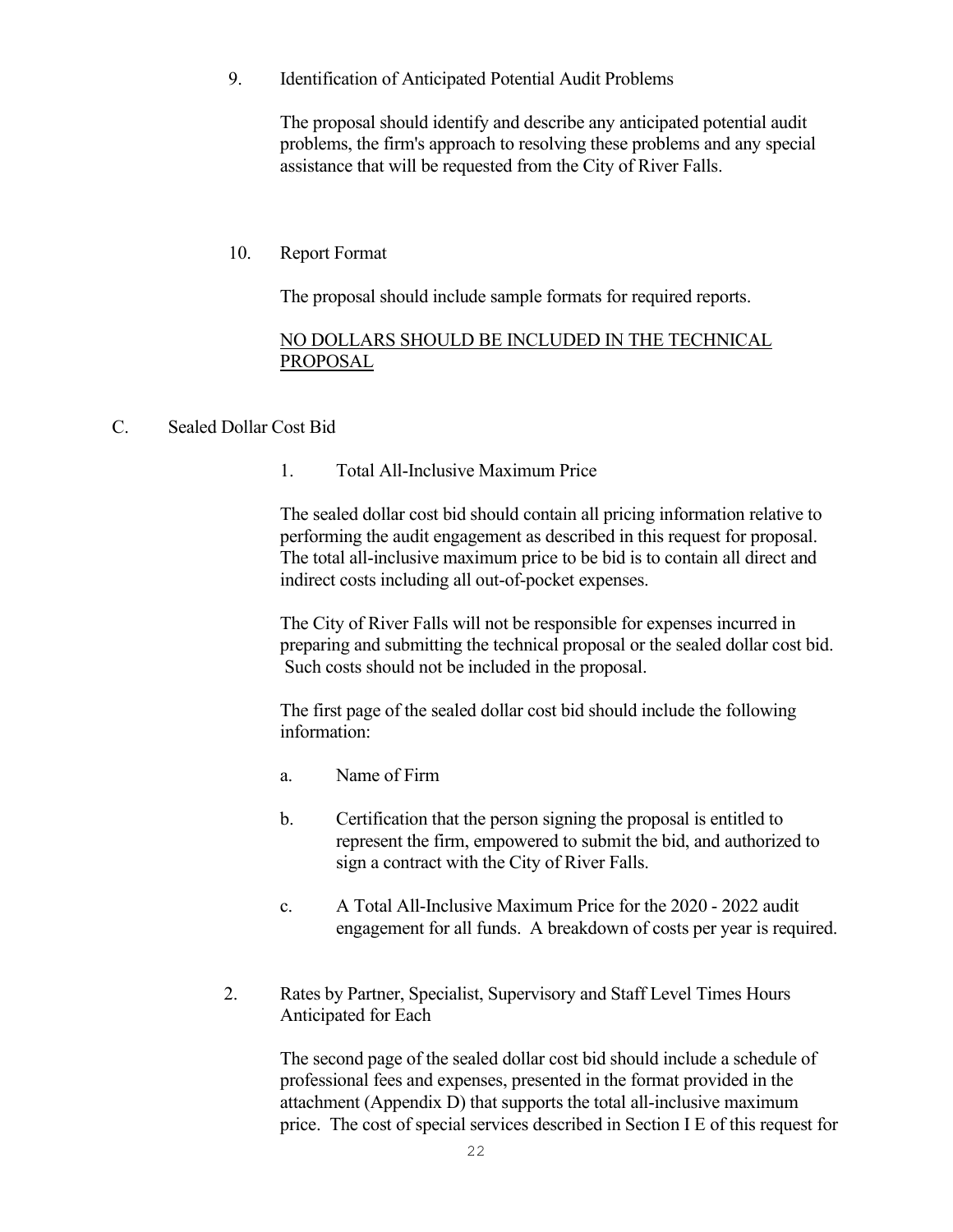9. Identification of Anticipated Potential Audit Problems

   The proposal should identify and describe any anticipated potential audit problems, the firm's approach to resolving these problems and any special assistance that will be requested from the City of River Falls.

10. Report Format

    The proposal should include sample formats for required reports.

    <u>NO DOLLARS SHOULD BE INCLUDED IN THE TECHNICAL PROPOSAL</u>

C. Sealed Dollar Cost Bid

1. Total All-Inclusive Maximum Price

   The sealed dollar cost bid should contain all pricing information relative to performing the audit engagement as described in this request for proposal. The total all-inclusive maximum price to be bid is to contain all direct and indirect costs including all out-of-pocket expenses.

   The City of River Falls will not be responsible for expenses incurred in preparing and submitting the technical proposal or the sealed dollar cost bid. Such costs should not be included in the proposal.

   The first page of the sealed dollar cost bid should include the following information:

   a. Name of Firm

   b. Certification that the person signing the proposal is entitled to represent the firm, empowered to submit the bid, and authorized to sign a contract with the City of River Falls.

   c. A Total All-Inclusive Maximum Price for the 2020 - 2022 audit engagement for all funds. A breakdown of costs per year is required.

2. Rates by Partner, Specialist, Supervisory and Staff Level Times Hours Anticipated for Each

   The second page of the sealed dollar cost bid should include a schedule of professional fees and expenses, presented in the format provided in the attachment (Appendix D) that supports the total all-inclusive maximum price. The cost of special services described in Section I E of this request for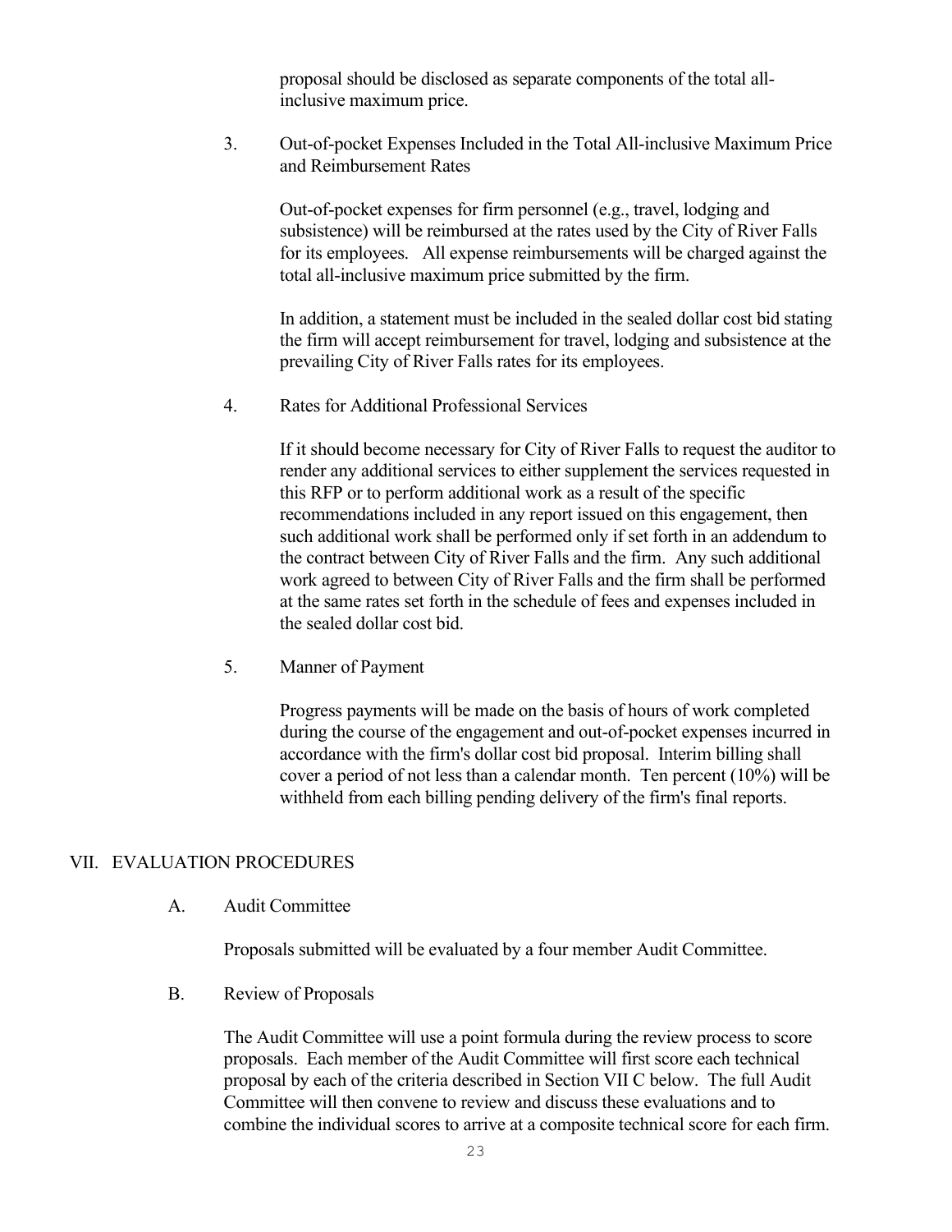proposal should be disclosed as separate components of the total all-inclusive maximum price.

3. Out-of-pocket Expenses Included in the Total All-inclusive Maximum Price and Reimbursement Rates

   Out-of-pocket expenses for firm personnel (e.g., travel, lodging and subsistence) will be reimbursed at the rates used by the City of River Falls for its employees. All expense reimbursements will be charged against the total all-inclusive maximum price submitted by the firm.

   In addition, a statement must be included in the sealed dollar cost bid stating the firm will accept reimbursement for travel, lodging and subsistence at the prevailing City of River Falls rates for its employees.

4. Rates for Additional Professional Services

   If it should become necessary for City of River Falls to request the auditor to render any additional services to either supplement the services requested in this RFP or to perform additional work as a result of the specific recommendations included in any report issued on this engagement, then such additional work shall be performed only if set forth in an addendum to the contract between City of River Falls and the firm. Any such additional work agreed to between City of River Falls and the firm shall be performed at the same rates set forth in the schedule of fees and expenses included in the sealed dollar cost bid.

5. Manner of Payment

   Progress payments will be made on the basis of hours of work completed during the course of the engagement and out-of-pocket expenses incurred in accordance with the firm's dollar cost bid proposal. Interim billing shall cover a period of not less than a calendar month. Ten percent (10%) will be withheld from each billing pending delivery of the firm's final reports.

## VII. EVALUATION PROCEDURES

### A. Audit Committee

Proposals submitted will be evaluated by a four member Audit Committee.

### B. Review of Proposals

The Audit Committee will use a point formula during the review process to score proposals. Each member of the Audit Committee will first score each technical proposal by each of the criteria described in Section VII C below. The full Audit Committee will then convene to review and discuss these evaluations and to combine the individual scores to arrive at a composite technical score for each firm.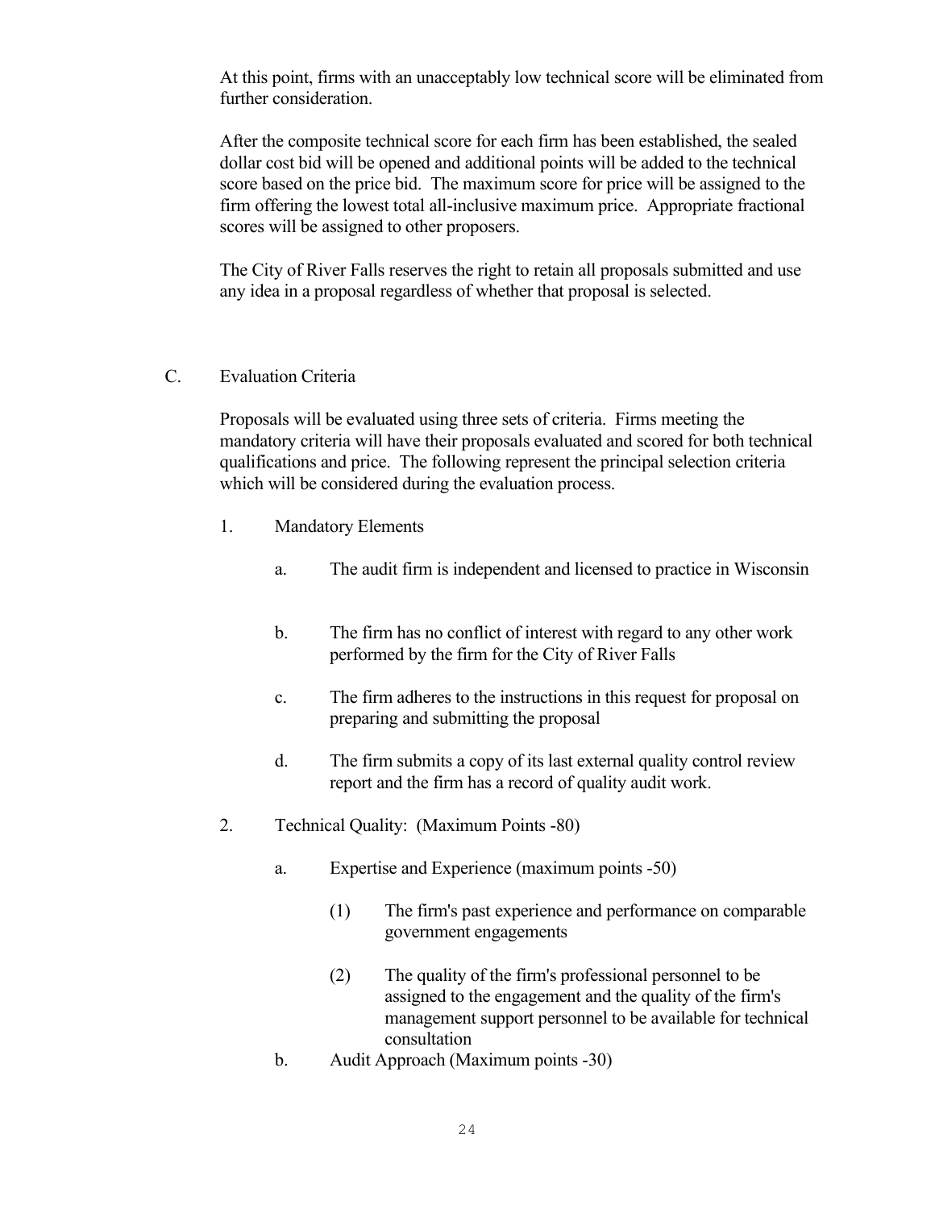At this point, firms with an unacceptably low technical score will be eliminated from further consideration.

After the composite technical score for each firm has been established, the sealed dollar cost bid will be opened and additional points will be added to the technical score based on the price bid. The maximum score for price will be assigned to the firm offering the lowest total all-inclusive maximum price. Appropriate fractional scores will be assigned to other proposers.

The City of River Falls reserves the right to retain all proposals submitted and use any idea in a proposal regardless of whether that proposal is selected.

C. Evaluation Criteria

Proposals will be evaluated using three sets of criteria. Firms meeting the mandatory criteria will have their proposals evaluated and scored for both technical qualifications and price. The following represent the principal selection criteria which will be considered during the evaluation process.

1. Mandatory Elements

   a. The audit firm is independent and licensed to practice in Wisconsin

   b. The firm has no conflict of interest with regard to any other work performed by the firm for the City of River Falls

   c. The firm adheres to the instructions in this request for proposal on preparing and submitting the proposal

   d. The firm submits a copy of its last external quality control review report and the firm has a record of quality audit work.

2. Technical Quality: (Maximum Points -80)

   a. Expertise and Experience (maximum points -50)

      (1) The firm's past experience and performance on comparable government engagements

      (2) The quality of the firm's professional personnel to be assigned to the engagement and the quality of the firm's management support personnel to be available for technical consultation

   b. Audit Approach (Maximum points -30)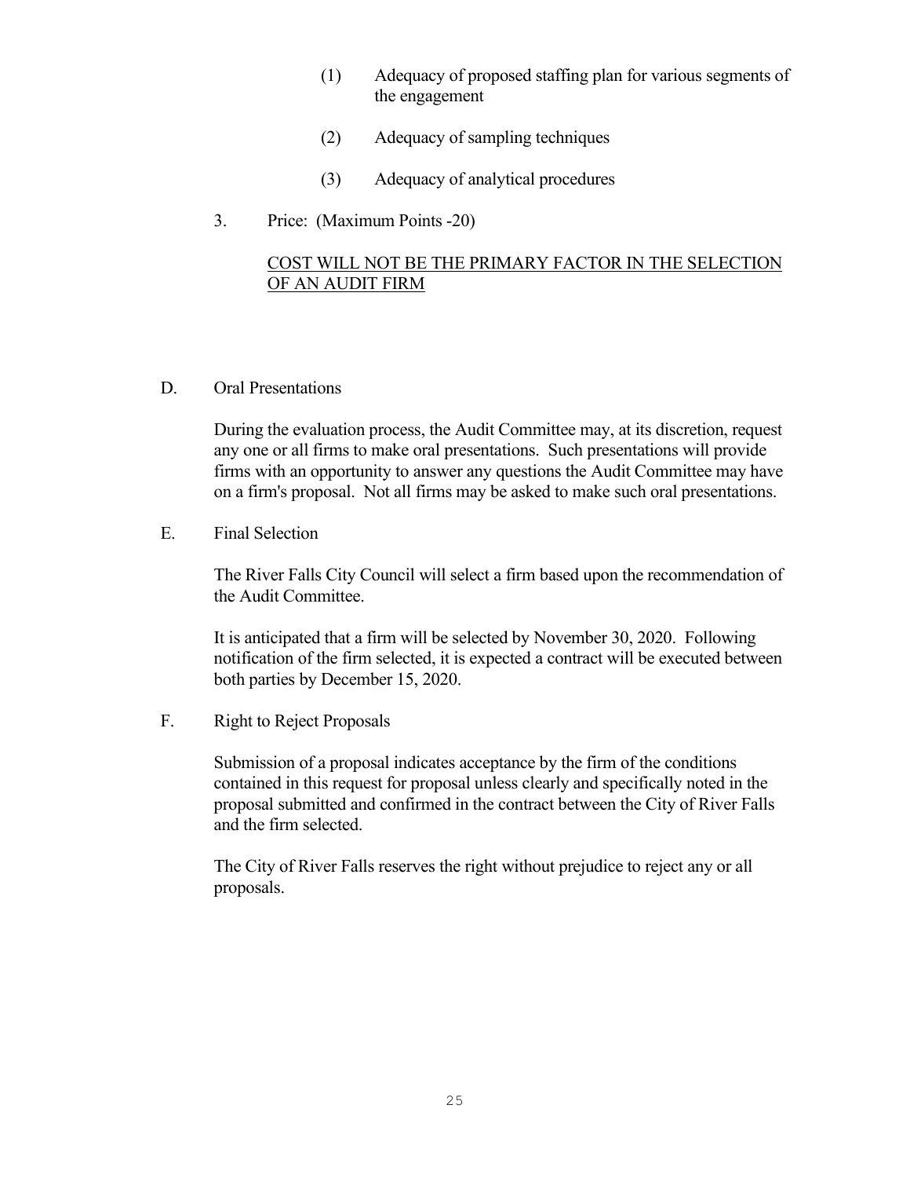(1) Adequacy of proposed staffing plan for various segments of the engagement

(2) Adequacy of sampling techniques

(3) Adequacy of analytical procedures

3. Price: (Maximum Points -20)

<u>COST WILL NOT BE THE PRIMARY FACTOR IN THE SELECTION OF AN AUDIT FIRM</u>

D. Oral Presentations

During the evaluation process, the Audit Committee may, at its discretion, request any one or all firms to make oral presentations. Such presentations will provide firms with an opportunity to answer any questions the Audit Committee may have on a firm's proposal. Not all firms may be asked to make such oral presentations.

E. Final Selection

The River Falls City Council will select a firm based upon the recommendation of the Audit Committee.

It is anticipated that a firm will be selected by November 30, 2020. Following notification of the firm selected, it is expected a contract will be executed between both parties by December 15, 2020.

F. Right to Reject Proposals

Submission of a proposal indicates acceptance by the firm of the conditions contained in this request for proposal unless clearly and specifically noted in the proposal submitted and confirmed in the contract between the City of River Falls and the firm selected.

The City of River Falls reserves the right without prejudice to reject any or all proposals.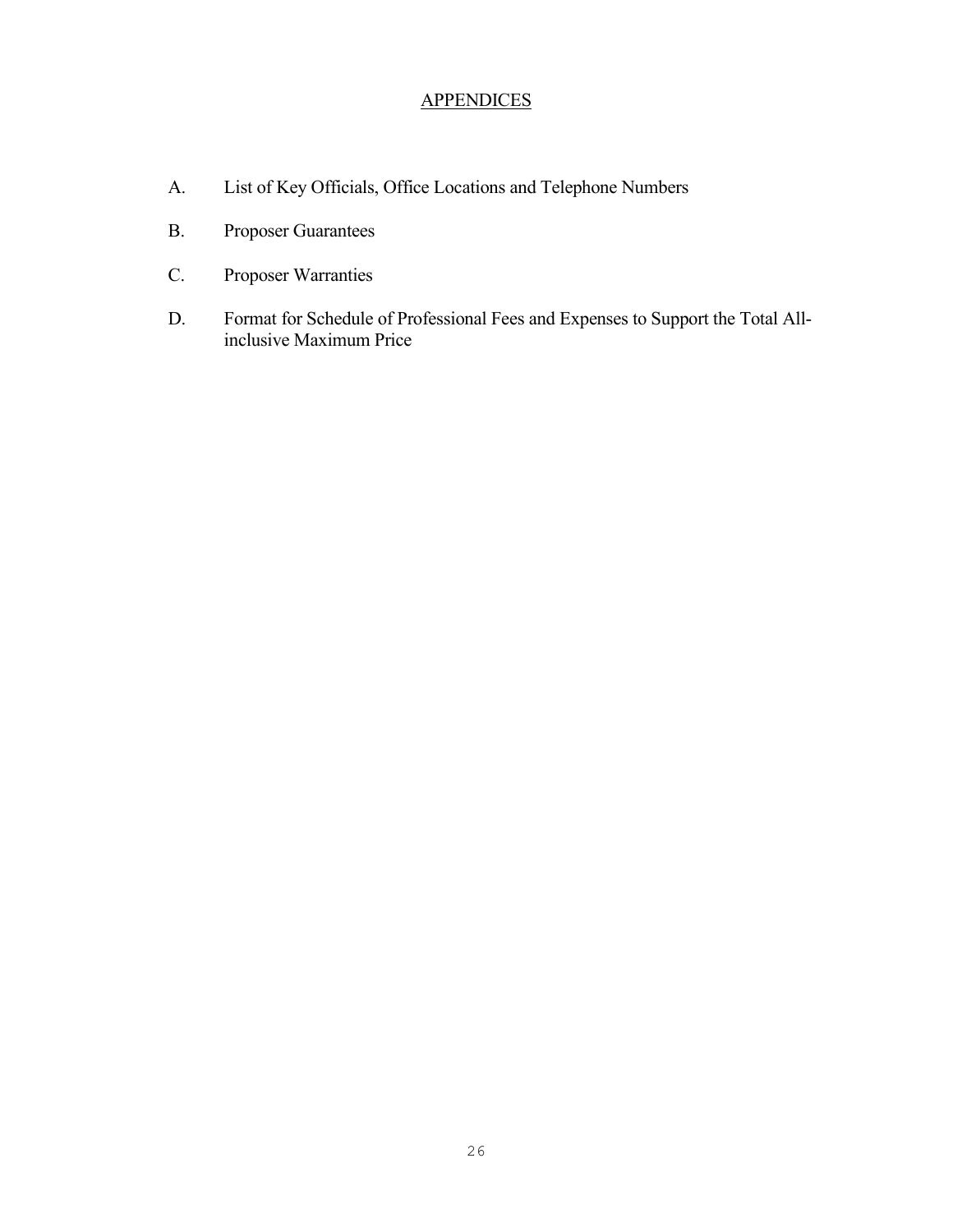## APPENDICES

A. List of Key Officials, Office Locations and Telephone Numbers

B. Proposer Guarantees

C. Proposer Warranties

D. Format for Schedule of Professional Fees and Expenses to Support the Total All-inclusive Maximum Price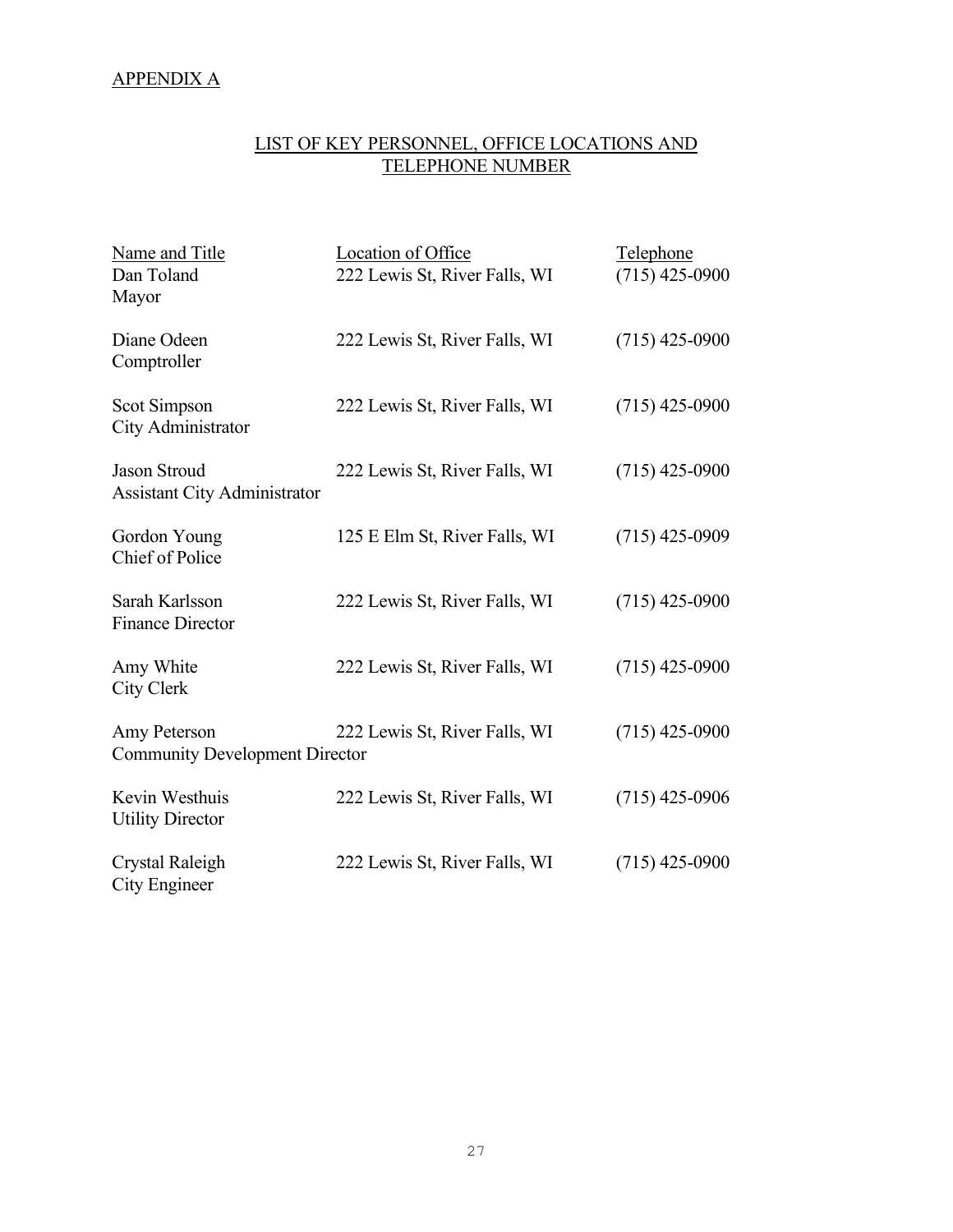APPENDIX A

## LIST OF KEY PERSONNEL, OFFICE LOCATIONS AND TELEPHONE NUMBER

| Name and Title | Location of Office | Telephone |
|---|---|---|
| Dan Toland<br>Mayor | 222 Lewis St, River Falls, WI | (715) 425-0900 |
| Diane Odeen<br>Comptroller | 222 Lewis St, River Falls, WI | (715) 425-0900 |
| Scot Simpson<br>City Administrator | 222 Lewis St, River Falls, WI | (715) 425-0900 |
| Jason Stroud<br>Assistant City Administrator | 222 Lewis St, River Falls, WI | (715) 425-0900 |
| Gordon Young<br>Chief of Police | 125 E Elm St, River Falls, WI | (715) 425-0909 |
| Sarah Karlsson<br>Finance Director | 222 Lewis St, River Falls, WI | (715) 425-0900 |
| Amy White<br>City Clerk | 222 Lewis St, River Falls, WI | (715) 425-0900 |
| Amy Peterson<br>Community Development Director | 222 Lewis St, River Falls, WI | (715) 425-0900 |
| Kevin Westhuis<br>Utility Director | 222 Lewis St, River Falls, WI | (715) 425-0906 |
| Crystal Raleigh<br>City Engineer | 222 Lewis St, River Falls, WI | (715) 425-0900 |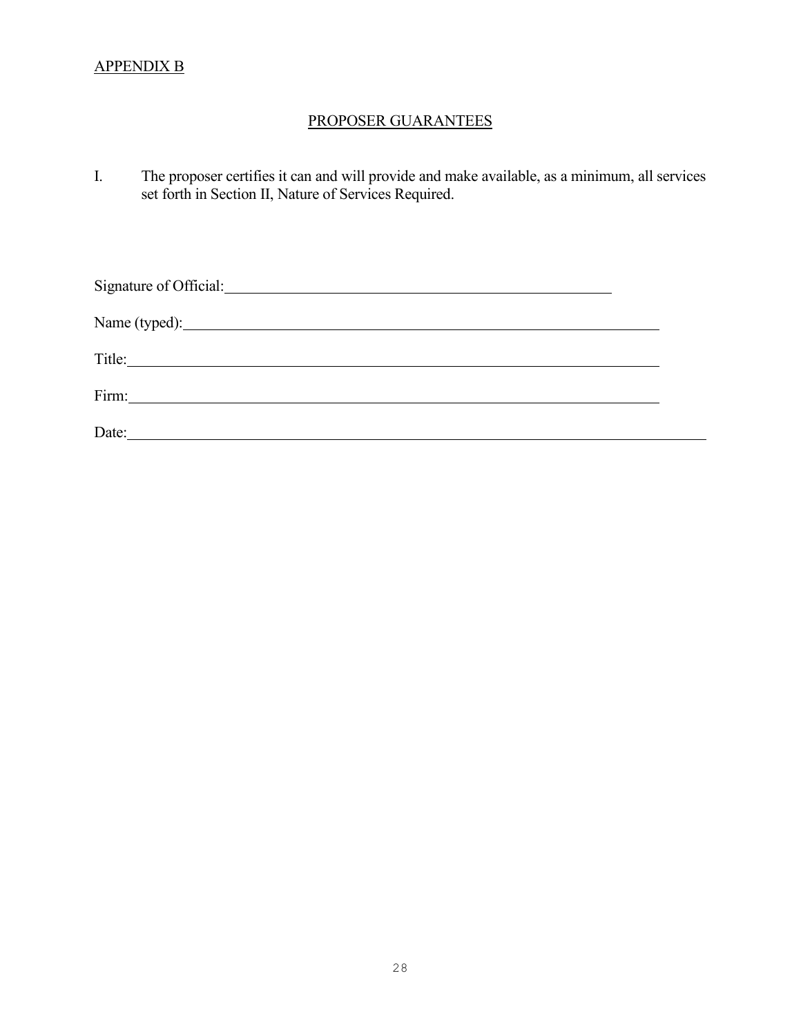APPENDIX B

## PROPOSER GUARANTEES

I. The proposer certifies it can and will provide and make available, as a minimum, all services set forth in Section II, Nature of Services Required.

Signature of Official: ______________________________________________

Name (typed): ______________________________________________

Title: ______________________________________________

Firm: ______________________________________________

Date: ______________________________________________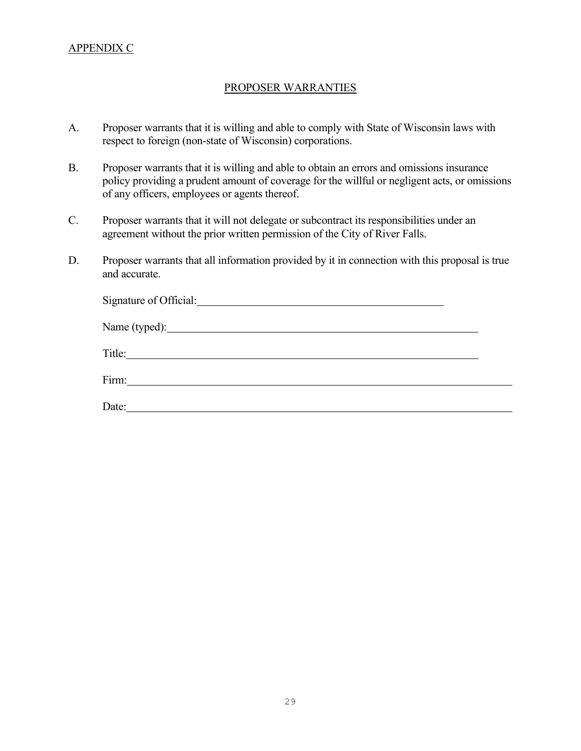APPENDIX C

## PROPOSER WARRANTIES

A. Proposer warrants that it is willing and able to comply with State of Wisconsin laws with respect to foreign (non-state of Wisconsin) corporations.

B. Proposer warrants that it is willing and able to obtain an errors and omissions insurance policy providing a prudent amount of coverage for the willful or negligent acts, or omissions of any officers, employees or agents thereof.

C. Proposer warrants that it will not delegate or subcontract its responsibilities under an agreement without the prior written permission of the City of River Falls.

D. Proposer warrants that all information provided by it in connection with this proposal is true and accurate.

Signature of Official:\_\_\_\_\_\_\_\_\_\_\_\_\_\_\_\_\_\_\_\_\_\_\_\_\_\_\_\_\_\_\_\_\_\_\_\_\_\_\_\_

Name (typed):\_\_\_\_\_\_\_\_\_\_\_\_\_\_\_\_\_\_\_\_\_\_\_\_\_\_\_\_\_\_\_\_\_\_\_\_\_\_\_\_\_\_\_\_\_\_\_\_

Title:\_\_\_\_\_\_\_\_\_\_\_\_\_\_\_\_\_\_\_\_\_\_\_\_\_\_\_\_\_\_\_\_\_\_\_\_\_\_\_\_\_\_\_\_\_\_\_\_\_\_\_\_\_\_\_\_

Firm:\_\_\_\_\_\_\_\_\_\_\_\_\_\_\_\_\_\_\_\_\_\_\_\_\_\_\_\_\_\_\_\_\_\_\_\_\_\_\_\_\_\_\_\_\_\_\_\_\_\_\_\_\_\_\_\_\_\_\_\_\_

Date:\_\_\_\_\_\_\_\_\_\_\_\_\_\_\_\_\_\_\_\_\_\_\_\_\_\_\_\_\_\_\_\_\_\_\_\_\_\_\_\_\_\_\_\_\_\_\_\_\_\_\_\_\_\_\_\_\_\_\_\_\_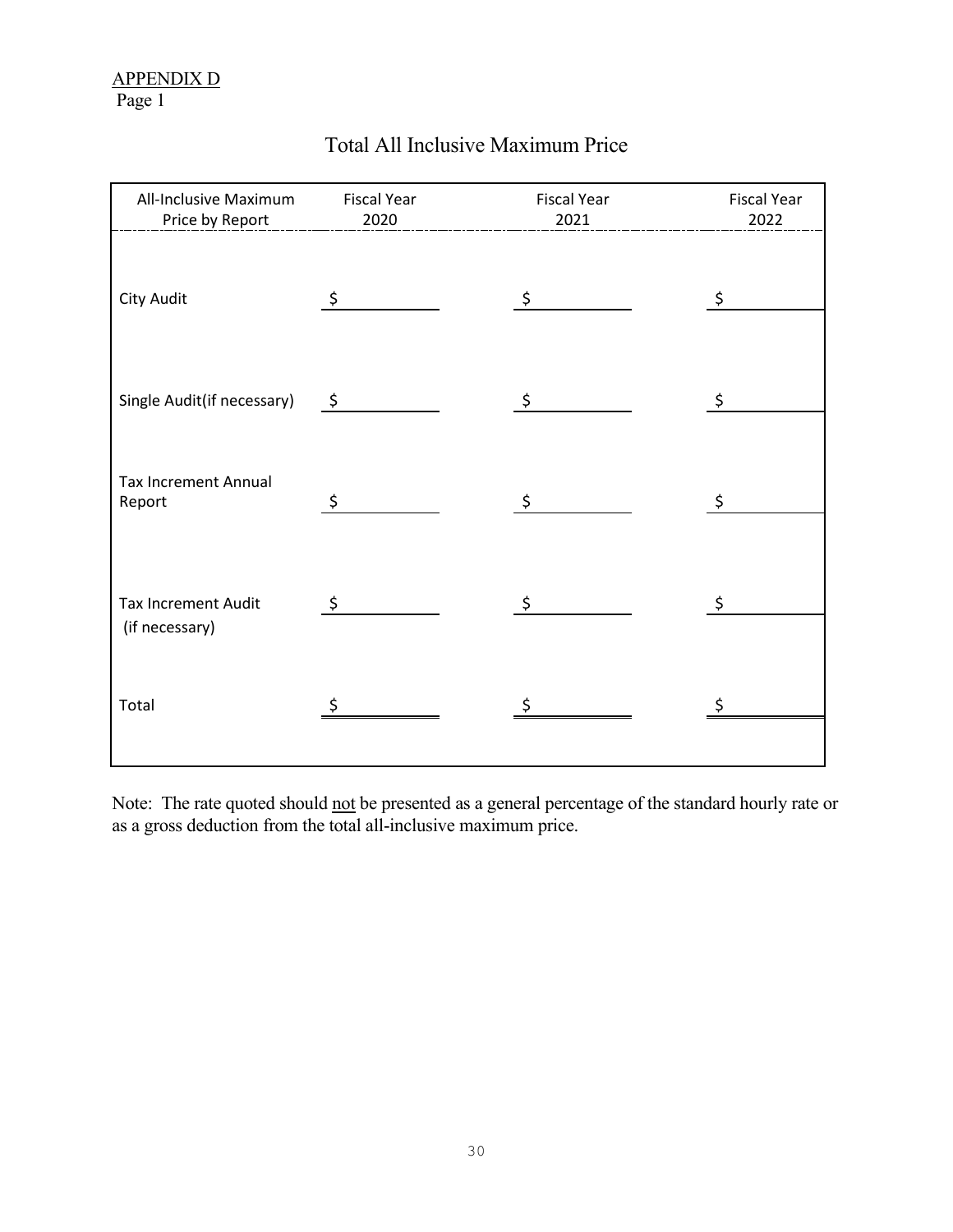APPENDIX D
Page 1

# Total All Inclusive Maximum Price

| All-Inclusive Maximum Price by Report | Fiscal Year 2020 | Fiscal Year 2021 | Fiscal Year 2022 |
|---|---|---|---|
| City Audit | $ | $ | $ |
| Single Audit(if necessary) | $ | $ | $ |
| Tax Increment Annual Report | $ | $ | $ |
| Tax Increment Audit (if necessary) | $ | $ | $ |
| Total | $ | $ | $ |

Note: The rate quoted should not be presented as a general percentage of the standard hourly rate or as a gross deduction from the total all-inclusive maximum price.